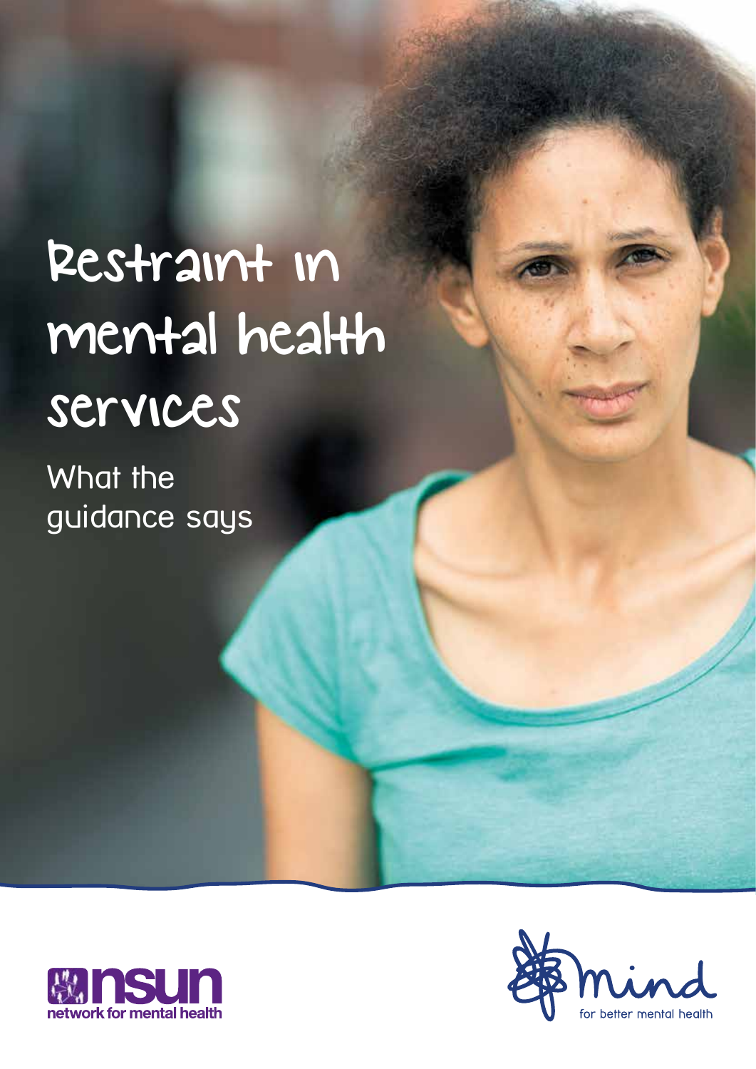# Restraint in mental health services

## What the guidance says

nsun network for mental health

mind for better mental health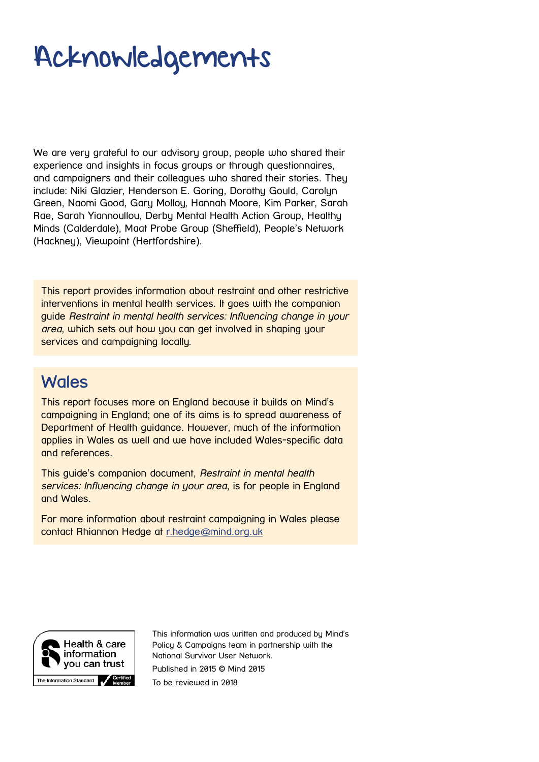# Acknowledgements

We are very grateful to our advisory group, people who shared their experience and insights in focus groups or through questionnaires, and campaigners and their colleagues who shared their stories. They include: Niki Glazier, Henderson E. Goring, Dorothy Gould, Carolyn Green, Naomi Good, Gary Molloy, Hannah Moore, Kim Parker, Sarah Rae, Sarah Yiannoullou, Derby Mental Health Action Group, Healthy Minds (Calderdale), Maat Probe Group (Sheffield), People's Network (Hackney), Viewpoint (Hertfordshire).

This report provides information about restraint and other restrictive interventions in mental health services. It goes with the companion guide *Restraint in mental health services: Influencing change in your area*, which sets out how you can get involved in shaping your services and campaigning locally.

## Wales

This report focuses more on England because it builds on Mind's campaigning in England; one of its aims is to spread awareness of Department of Health guidance. However, much of the information applies in Wales as well and we have included Wales-specific data and references.

This guide's companion document, *Restraint in mental health services: Influencing change in your area*, is for people in England and Wales.

For more information about restraint campaigning in Wales please contact Rhiannon Hedge at r.hedge@mind.org.uk

Health & care information you can trust
The Information Standard Certified Member

This information was written and produced by Mind's Policy & Campaigns team in partnership with the National Survivor User Network.

Published in 2015 © Mind 2015

To be reviewed in 2018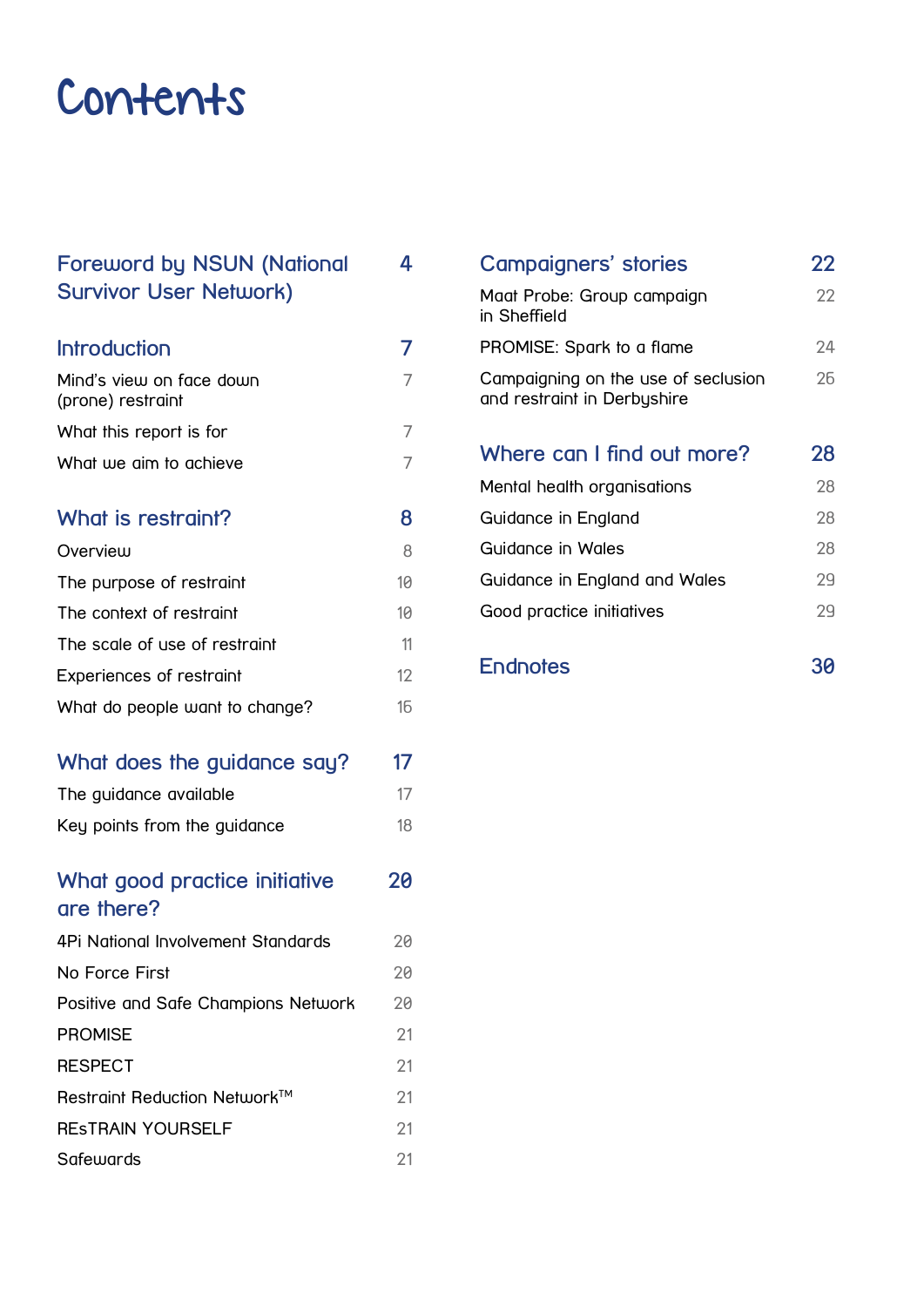# Contents

**Foreword by NSUN (National Survivor User Network)** 4

**Introduction** 7

- Mind's view on face down (prone) restraint 7
- What this report is for 7
- What we aim to achieve 7

**What is restraint?** 8

- Overview 8
- The purpose of restraint 10
- The context of restraint 10
- The scale of use of restraint 11
- Experiences of restraint 12
- What do people want to change? 16

**What does the guidance say?** 17

- The guidance available 17
- Key points from the guidance 18

**What good practice initiative are there?** 20

- 4Pi National Involvement Standards 20
- No Force First 20
- Positive and Safe Champions Network 20
- PROMISE 21
- RESPECT 21
- Restraint Reduction Network™ 21
- REsTRAIN YOURSELF 21
- Safewards 21

**Campaigners' stories** 22

- Maat Probe: Group campaign in Sheffield 22
- PROMISE: Spark to a flame 24
- Campaigning on the use of seclusion and restraint in Derbyshire 26

**Where can I find out more?** 28

- Mental health organisations 28
- Guidance in England 28
- Guidance in Wales 28
- Guidance in England and Wales 29
- Good practice initiatives 29

**Endnotes** 30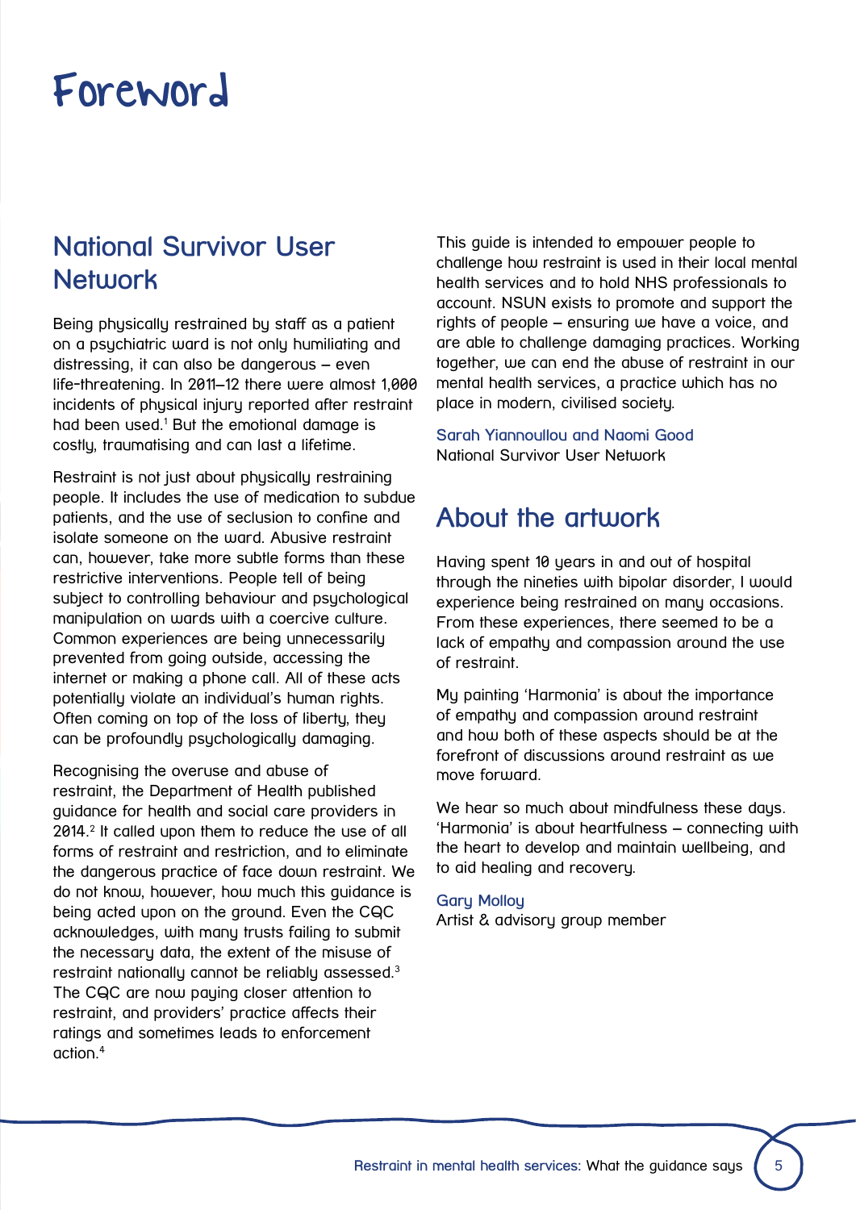# Foreword

## National Survivor User Network

Being physically restrained by staff as a patient on a psychiatric ward is not only humiliating and distressing, it can also be dangerous – even life-threatening. In 2011–12 there were almost 1,000 incidents of physical injury reported after restraint had been used.[1] But the emotional damage is costly, traumatising and can last a lifetime.

Restraint is not just about physically restraining people. It includes the use of medication to subdue patients, and the use of seclusion to confine and isolate someone on the ward. Abusive restraint can, however, take more subtle forms than these restrictive interventions. People tell of being subject to controlling behaviour and psychological manipulation on wards with a coercive culture. Common experiences are being unnecessarily prevented from going outside, accessing the internet or making a phone call. All of these acts potentially violate an individual's human rights. Often coming on top of the loss of liberty, they can be profoundly psychologically damaging.

Recognising the overuse and abuse of restraint, the Department of Health published guidance for health and social care providers in 2014.[2] It called upon them to reduce the use of all forms of restraint and restriction, and to eliminate the dangerous practice of face down restraint. We do not know, however, how much this guidance is being acted upon on the ground. Even the CQC acknowledges, with many trusts failing to submit the necessary data, the extent of the misuse of restraint nationally cannot be reliably assessed.[3] The CQC are now paying closer attention to restraint, and providers' practice affects their ratings and sometimes leads to enforcement action.[4]

This guide is intended to empower people to challenge how restraint is used in their local mental health services and to hold NHS professionals to account. NSUN exists to promote and support the rights of people – ensuring we have a voice, and are able to challenge damaging practices. Working together, we can end the abuse of restraint in our mental health services, a practice which has no place in modern, civilised society.

Sarah Yiannoullou and Naomi Good
National Survivor User Network

## About the artwork

Having spent 10 years in and out of hospital through the nineties with bipolar disorder, I would experience being restrained on many occasions. From these experiences, there seemed to be a lack of empathy and compassion around the use of restraint.

My painting 'Harmonia' is about the importance of empathy and compassion around restraint and how both of these aspects should be at the forefront of discussions around restraint as we move forward.

We hear so much about mindfulness these days. 'Harmonia' is about heartfulness – connecting with the heart to develop and maintain wellbeing, and to aid healing and recovery.

Gary Molloy
Artist & advisory group member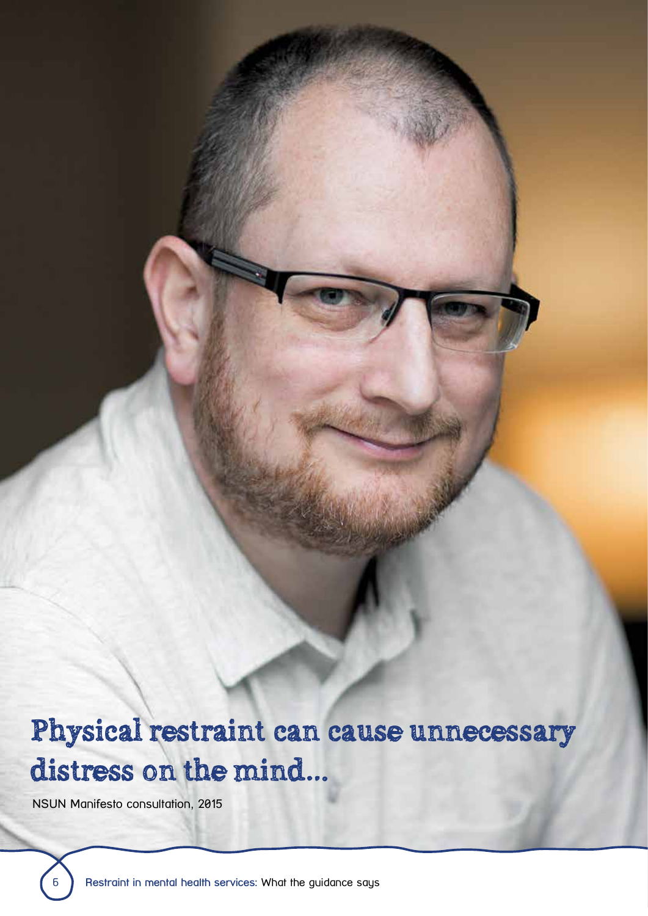**Physical restraint can cause unnecessary distress on the mind...**

NSUN Manifesto consultation, 2015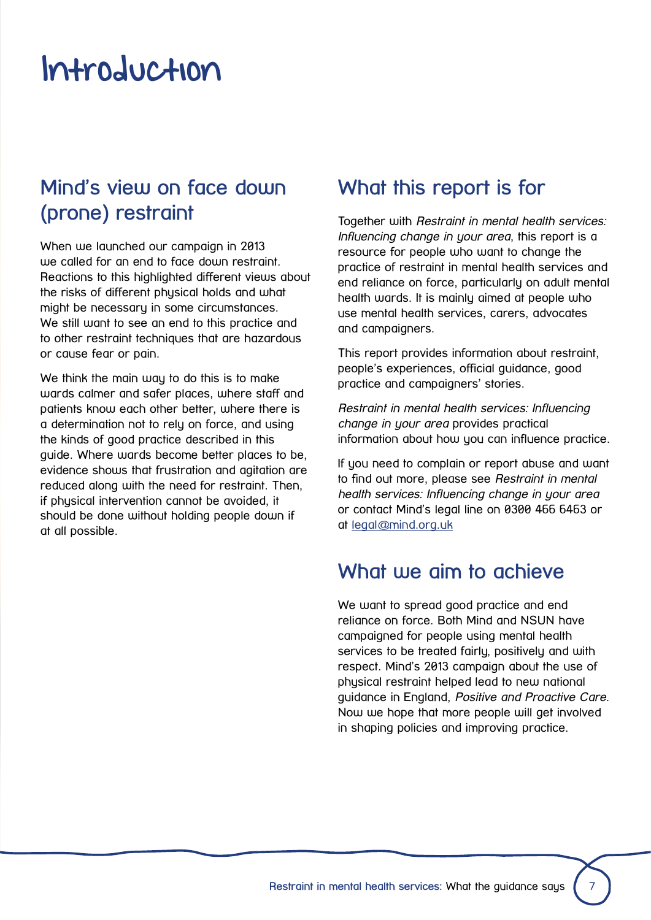# Introduction

## Mind's view on face down (prone) restraint

When we launched our campaign in 2013 we called for an end to face down restraint. Reactions to this highlighted different views about the risks of different physical holds and what might be necessary in some circumstances. We still want to see an end to this practice and to other restraint techniques that are hazardous or cause fear or pain.

We think the main way to do this is to make wards calmer and safer places, where staff and patients know each other better, where there is a determination not to rely on force, and using the kinds of good practice described in this guide. Where wards become better places to be, evidence shows that frustration and agitation are reduced along with the need for restraint. Then, if physical intervention cannot be avoided, it should be done without holding people down if at all possible.

## What this report is for

Together with *Restraint in mental health services: Influencing change in your area*, this report is a resource for people who want to change the practice of restraint in mental health services and end reliance on force, particularly on adult mental health wards. It is mainly aimed at people who use mental health services, carers, advocates and campaigners.

This report provides information about restraint, people's experiences, official guidance, good practice and campaigners' stories.

*Restraint in mental health services: Influencing change in your area* provides practical information about how you can influence practice.

If you need to complain or report abuse and want to find out more, please see *Restraint in mental health services: Influencing change in your area* or contact Mind's legal line on 0300 466 6463 or at legal@mind.org.uk

## What we aim to achieve

We want to spread good practice and end reliance on force. Both Mind and NSUN have campaigned for people using mental health services to be treated fairly, positively and with respect. Mind's 2013 campaign about the use of physical restraint helped lead to new national guidance in England, *Positive and Proactive Care*. Now we hope that more people will get involved in shaping policies and improving practice.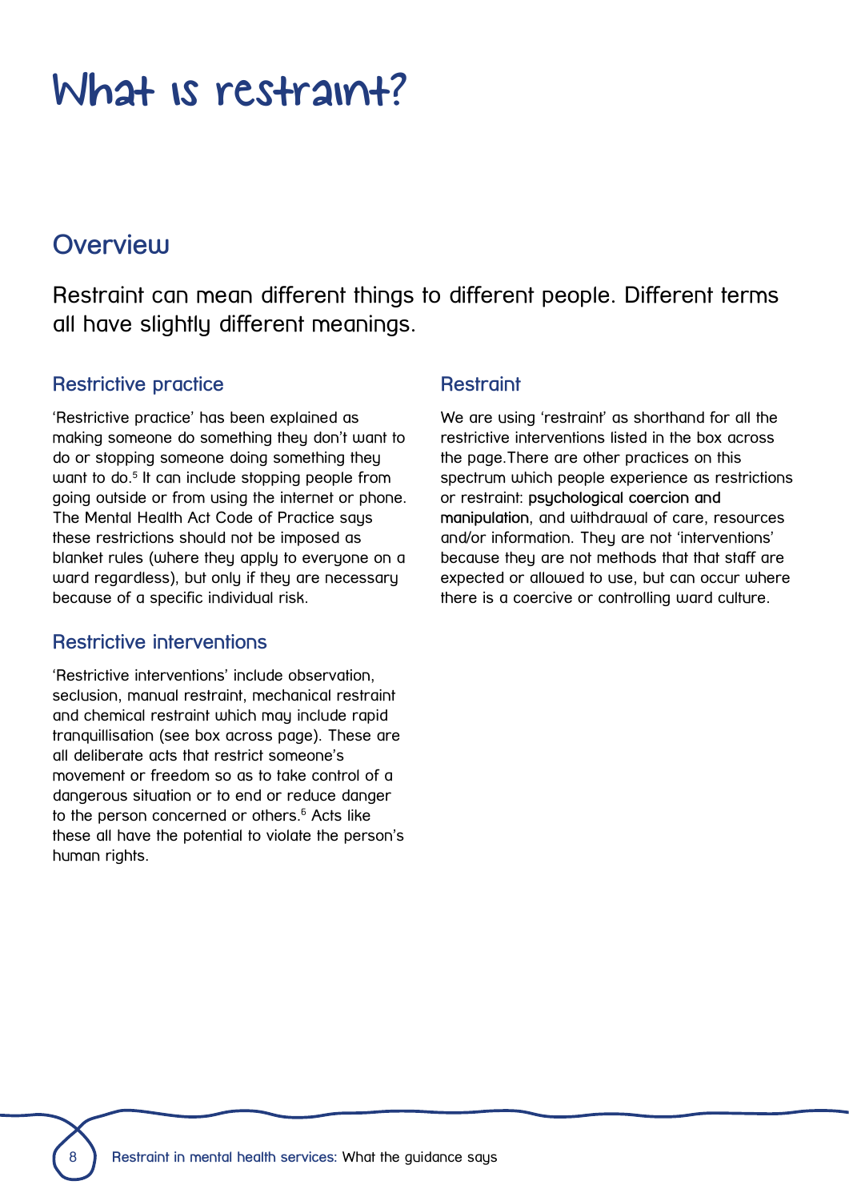# What is restraint?

## Overview

Restraint can mean different things to different people. Different terms all have slightly different meanings.

### Restrictive practice

'Restrictive practice' has been explained as making someone do something they don't want to do or stopping someone doing something they want to do.[5] It can include stopping people from going outside or from using the internet or phone. The Mental Health Act Code of Practice says these restrictions should not be imposed as blanket rules (where they apply to everyone on a ward regardless), but only if they are necessary because of a specific individual risk.

### Restrictive interventions

'Restrictive interventions' include observation, seclusion, manual restraint, mechanical restraint and chemical restraint which may include rapid tranquillisation (see box across page). These are all deliberate acts that restrict someone's movement or freedom so as to take control of a dangerous situation or to end or reduce danger to the person concerned or others.[6] Acts like these all have the potential to violate the person's human rights.

### Restraint

We are using 'restraint' as shorthand for all the restrictive interventions listed in the box across the page.There are other practices on this spectrum which people experience as restrictions or restraint: **psychological coercion and manipulation**, and withdrawal of care, resources and/or information. They are not 'interventions' because they are not methods that that staff are expected or allowed to use, but can occur where there is a coercive or controlling ward culture.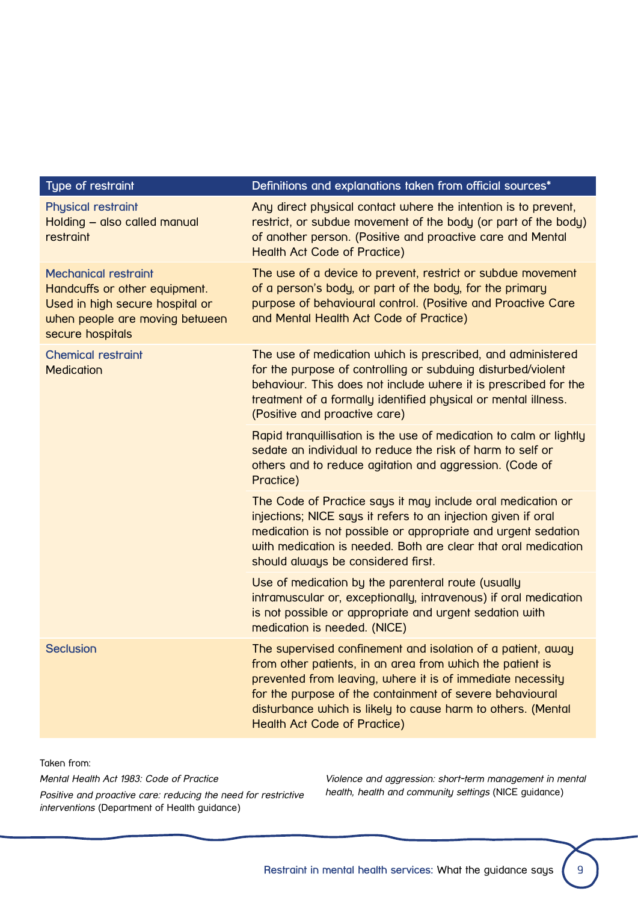| Type of restraint | Definitions and explanations taken from official sources* |
|---|---|
| Physical restraint<br>Holding – also called manual restraint | Any direct physical contact where the intention is to prevent, restrict, or subdue movement of the body (or part of the body) of another person. (Positive and proactive care and Mental Health Act Code of Practice) |
| Mechanical restraint<br>Handcuffs or other equipment. Used in high secure hospital or when people are moving between secure hospitals | The use of a device to prevent, restrict or subdue movement of a person's body, or part of the body, for the primary purpose of behavioural control. (Positive and Proactive Care and Mental Health Act Code of Practice) |
| Chemical restraint<br>Medication | The use of medication which is prescribed, and administered for the purpose of controlling or subduing disturbed/violent behaviour. This does not include where it is prescribed for the treatment of a formally identified physical or mental illness. (Positive and proactive care) |
| | Rapid tranquillisation is the use of medication to calm or lightly sedate an individual to reduce the risk of harm to self or others and to reduce agitation and aggression. (Code of Practice) |
| | The Code of Practice says it may include oral medication or injections; NICE says it refers to an injection given if oral medication is not possible or appropriate and urgent sedation with medication is needed. Both are clear that oral medication should always be considered first. |
| | Use of medication by the parenteral route (usually intramuscular or, exceptionally, intravenous) if oral medication is not possible or appropriate and urgent sedation with medication is needed. (NICE) |
| Seclusion | The supervised confinement and isolation of a patient, away from other patients, in an area from which the patient is prevented from leaving, where it is of immediate necessity for the purpose of the containment of severe behavioural disturbance which is likely to cause harm to others. (Mental Health Act Code of Practice) |

Taken from:

*Mental Health Act 1983: Code of Practice*

*Positive and proactive care: reducing the need for restrictive interventions* (Department of Health guidance)

*Violence and aggression: short-term management in mental health, health and community settings* (NICE guidance)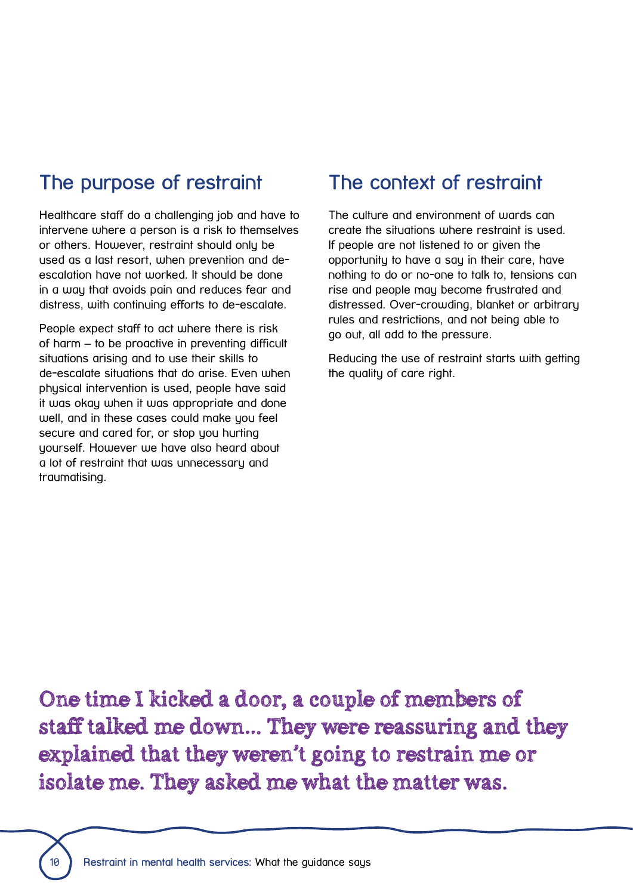## The purpose of restraint

Healthcare staff do a challenging job and have to intervene where a person is a risk to themselves or others. However, restraint should only be used as a last resort, when prevention and de-escalation have not worked. It should be done in a way that avoids pain and reduces fear and distress, with continuing efforts to de-escalate.

People expect staff to act where there is risk of harm – to be proactive in preventing difficult situations arising and to use their skills to de-escalate situations that do arise. Even when physical intervention is used, people have said it was okay when it was appropriate and done well, and in these cases could make you feel secure and cared for, or stop you hurting yourself. However we have also heard about a lot of restraint that was unnecessary and traumatising.

## The context of restraint

The culture and environment of wards can create the situations where restraint is used. If people are not listened to or given the opportunity to have a say in their care, have nothing to do or no-one to talk to, tensions can rise and people may become frustrated and distressed. Over-crowding, blanket or arbitrary rules and restrictions, and not being able to go out, all add to the pressure.

Reducing the use of restraint starts with getting the quality of care right.

**One time I kicked a door, a couple of members of staff talked me down... They were reassuring and they explained that they weren't going to restrain me or isolate me. They asked me what the matter was.**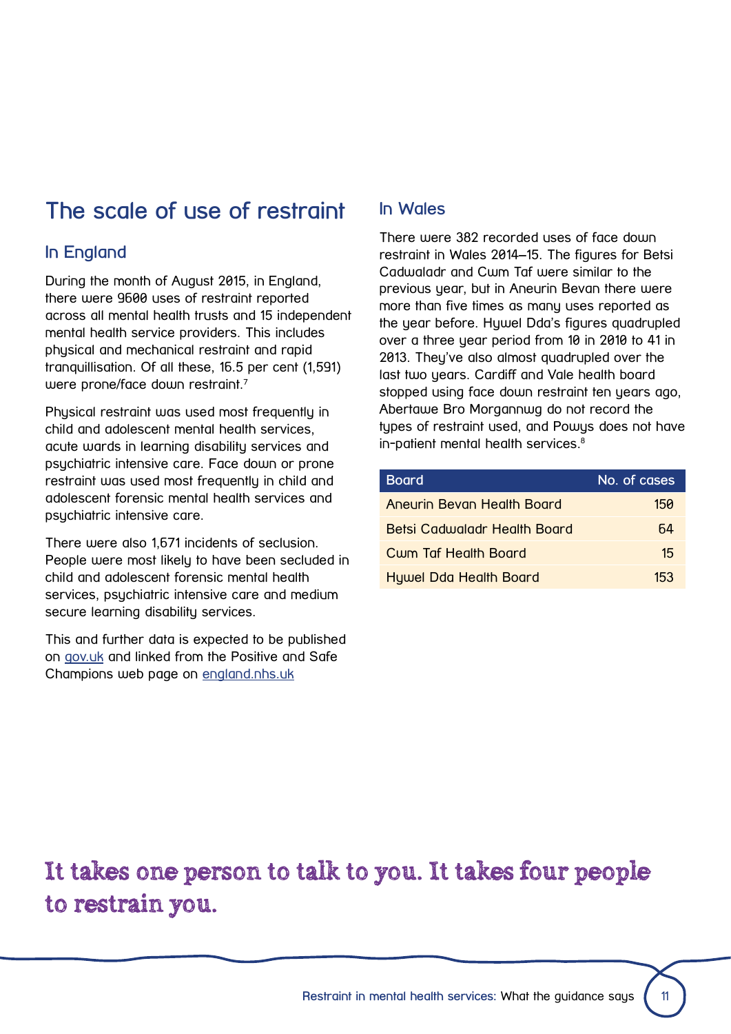## The scale of use of restraint

### In England

During the month of August 2015, in England, there were 9600 uses of restraint reported across all mental health trusts and 15 independent mental health service providers. This includes physical and mechanical restraint and rapid tranquillisation. Of all these, 16.5 per cent (1,591) were prone/face down restraint.[7]

Physical restraint was used most frequently in child and adolescent mental health services, acute wards in learning disability services and psychiatric intensive care. Face down or prone restraint was used most frequently in child and adolescent forensic mental health services and psychiatric intensive care.

There were also 1,671 incidents of seclusion. People were most likely to have been secluded in child and adolescent forensic mental health services, psychiatric intensive care and medium secure learning disability services.

This and further data is expected to be published on gov.uk and linked from the Positive and Safe Champions web page on england.nhs.uk

### In Wales

There were 382 recorded uses of face down restraint in Wales 2014–15. The figures for Betsi Cadwaladr and Cwm Taf were similar to the previous year, but in Aneurin Bevan there were more than five times as many uses reported as the year before. Hywel Dda's figures quadrupled over a three year period from 10 in 2010 to 41 in 2013. They've also almost quadrupled over the last two years. Cardiff and Vale health board stopped using face down restraint ten years ago, Abertawe Bro Morgannwg do not record the types of restraint used, and Powys does not have in-patient mental health services.[8]

| Board | No. of cases |
|---|---|
| Aneurin Bevan Health Board | 150 |
| Betsi Cadwaladr Health Board | 64 |
| Cwm Taf Health Board | 15 |
| Hywel Dda Health Board | 153 |

**It takes one person to talk to you. It takes four people to restrain you.**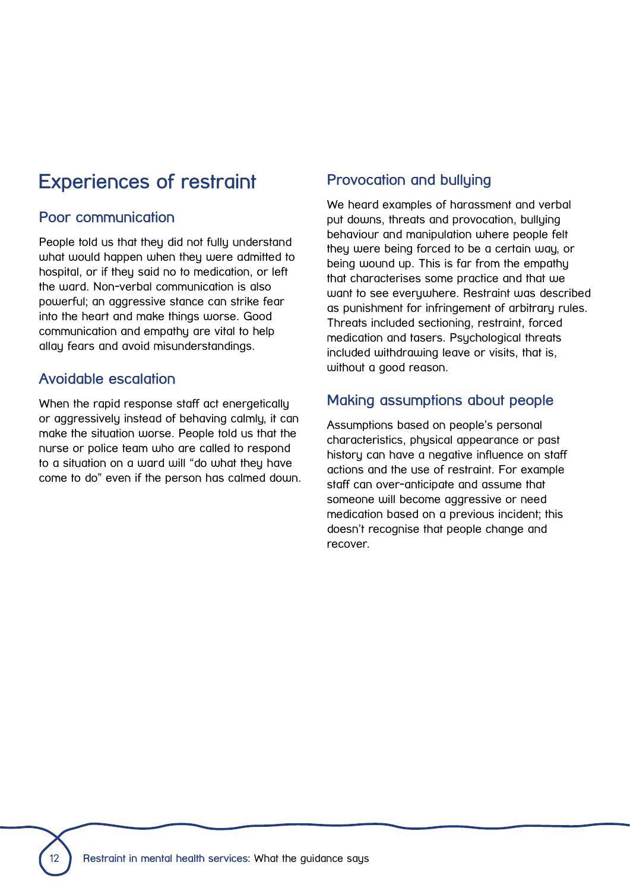# Experiences of restraint

## Poor communication

People told us that they did not fully understand what would happen when they were admitted to hospital, or if they said no to medication, or left the ward. Non-verbal communication is also powerful; an aggressive stance can strike fear into the heart and make things worse. Good communication and empathy are vital to help allay fears and avoid misunderstandings.

## Avoidable escalation

When the rapid response staff act energetically or aggressively instead of behaving calmly, it can make the situation worse. People told us that the nurse or police team who are called to respond to a situation on a ward will "do what they have come to do" even if the person has calmed down.

## Provocation and bullying

We heard examples of harassment and verbal put downs, threats and provocation, bullying behaviour and manipulation where people felt they were being forced to be a certain way, or being wound up. This is far from the empathy that characterises some practice and that we want to see everywhere. Restraint was described as punishment for infringement of arbitrary rules. Threats included sectioning, restraint, forced medication and tasers. Psychological threats included withdrawing leave or visits, that is, without a good reason.

## Making assumptions about people

Assumptions based on people's personal characteristics, physical appearance or past history can have a negative influence on staff actions and the use of restraint. For example staff can over-anticipate and assume that someone will become aggressive or need medication based on a previous incident; this doesn't recognise that people change and recover.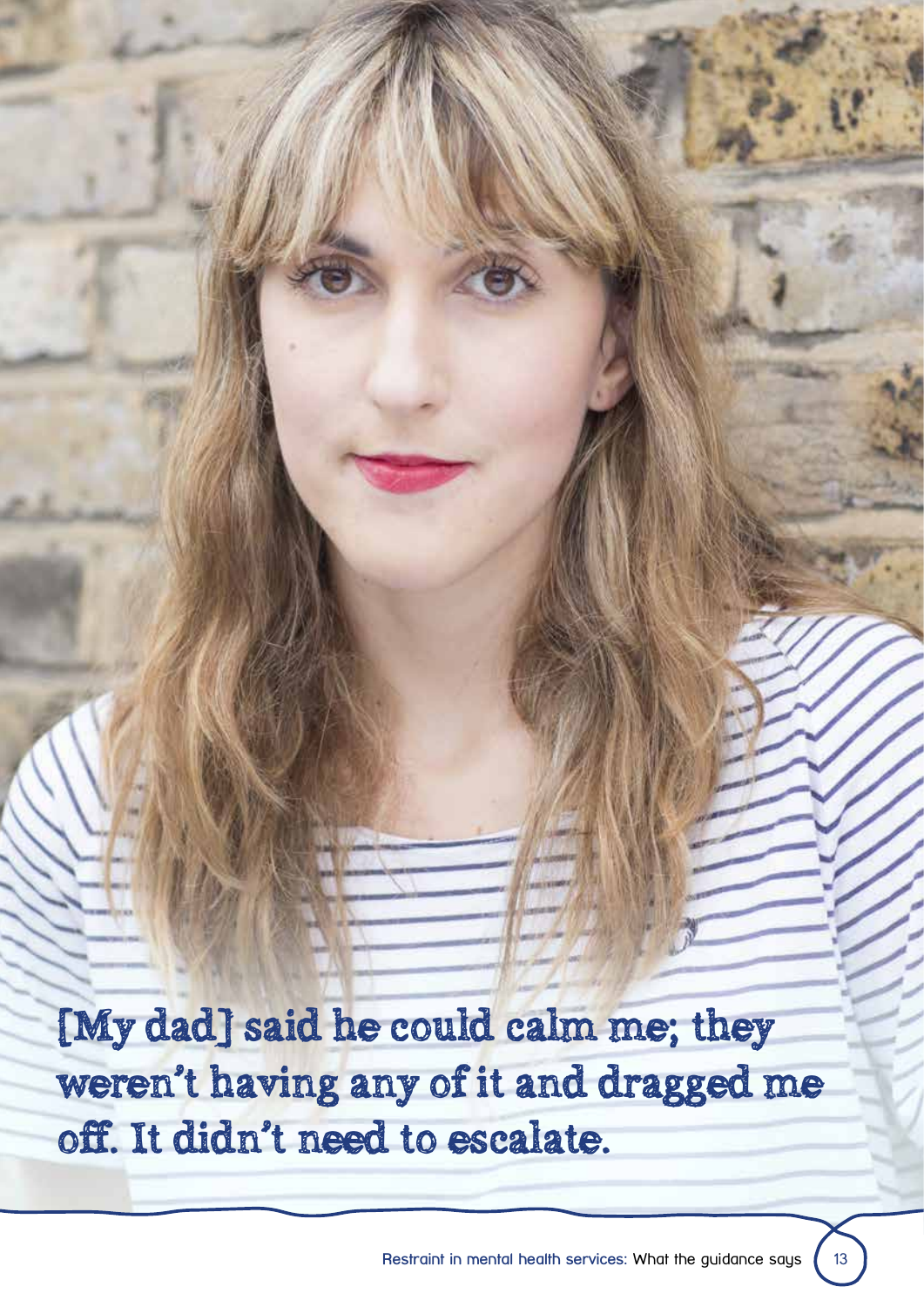[My dad] said he could calm me; they weren't having any of it and dragged me off. It didn't need to escalate.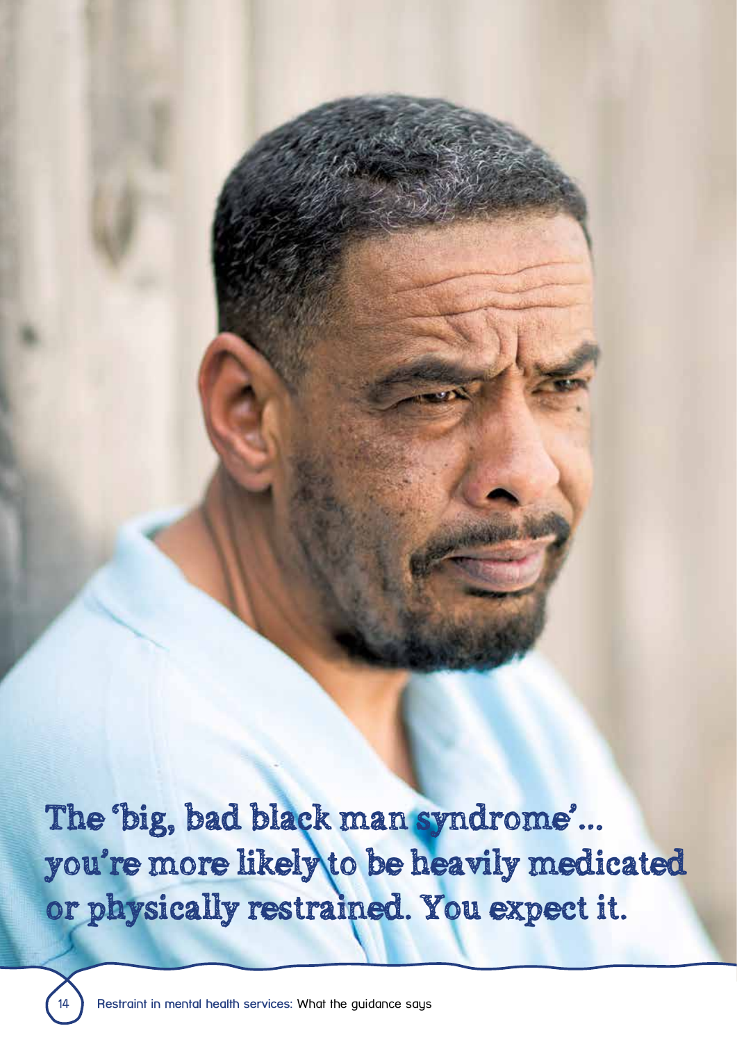The 'big, bad black man syndrome'... you're more likely to be heavily medicated or physically restrained. You expect it.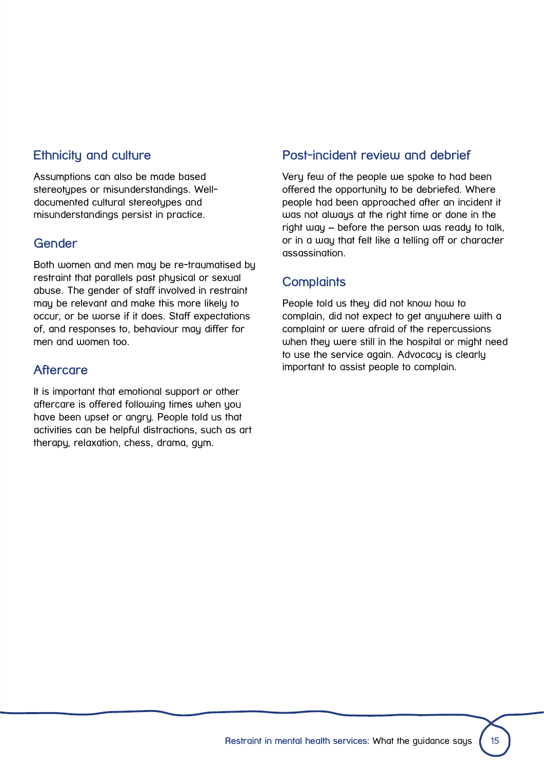## Ethnicity and culture

Assumptions can also be made based stereotypes or misunderstandings. Well-documented cultural stereotypes and misunderstandings persist in practice.

## Gender

Both women and men may be re-traumatised by restraint that parallels past physical or sexual abuse. The gender of staff involved in restraint may be relevant and make this more likely to occur, or be worse if it does. Staff expectations of, and responses to, behaviour may differ for men and women too.

## Aftercare

It is important that emotional support or other aftercare is offered following times when you have been upset or angry. People told us that activities can be helpful distractions, such as art therapy, relaxation, chess, drama, gym.

## Post-incident review and debrief

Very few of the people we spoke to had been offered the opportunity to be debriefed. Where people had been approached after an incident it was not always at the right time or done in the right way – before the person was ready to talk, or in a way that felt like a telling off or character assassination.

## Complaints

People told us they did not know how to complain, did not expect to get anywhere with a complaint or were afraid of the repercussions when they were still in the hospital or might need to use the service again. Advocacy is clearly important to assist people to complain.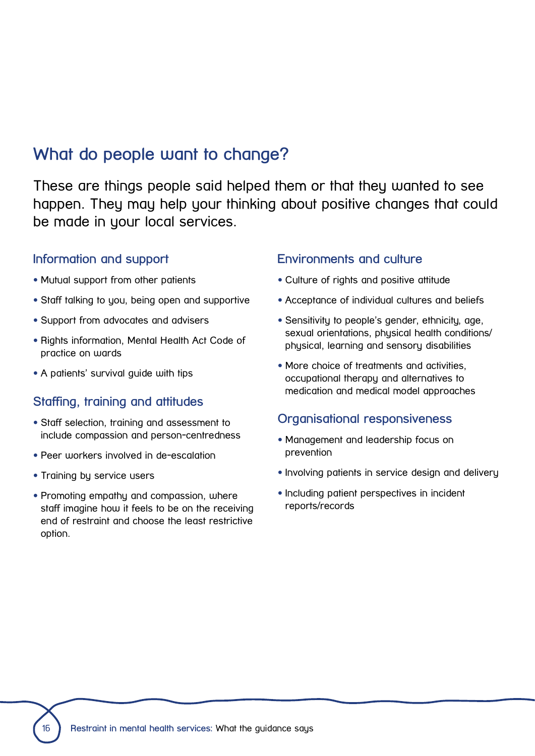## What do people want to change?

These are things people said helped them or that they wanted to see happen. They may help your thinking about positive changes that could be made in your local services.

### Information and support

- Mutual support from other patients
- Staff talking to you, being open and supportive
- Support from advocates and advisers
- Rights information, Mental Health Act Code of practice on wards
- A patients' survival guide with tips

### Staffing, training and attitudes

- Staff selection, training and assessment to include compassion and person-centredness
- Peer workers involved in de-escalation
- Training by service users
- Promoting empathy and compassion, where staff imagine how it feels to be on the receiving end of restraint and choose the least restrictive option.

### Environments and culture

- Culture of rights and positive attitude
- Acceptance of individual cultures and beliefs
- Sensitivity to people's gender, ethnicity, age, sexual orientations, physical health conditions/ physical, learning and sensory disabilities
- More choice of treatments and activities, occupational therapy and alternatives to medication and medical model approaches

### Organisational responsiveness

- Management and leadership focus on prevention
- Involving patients in service design and delivery
- Including patient perspectives in incident reports/records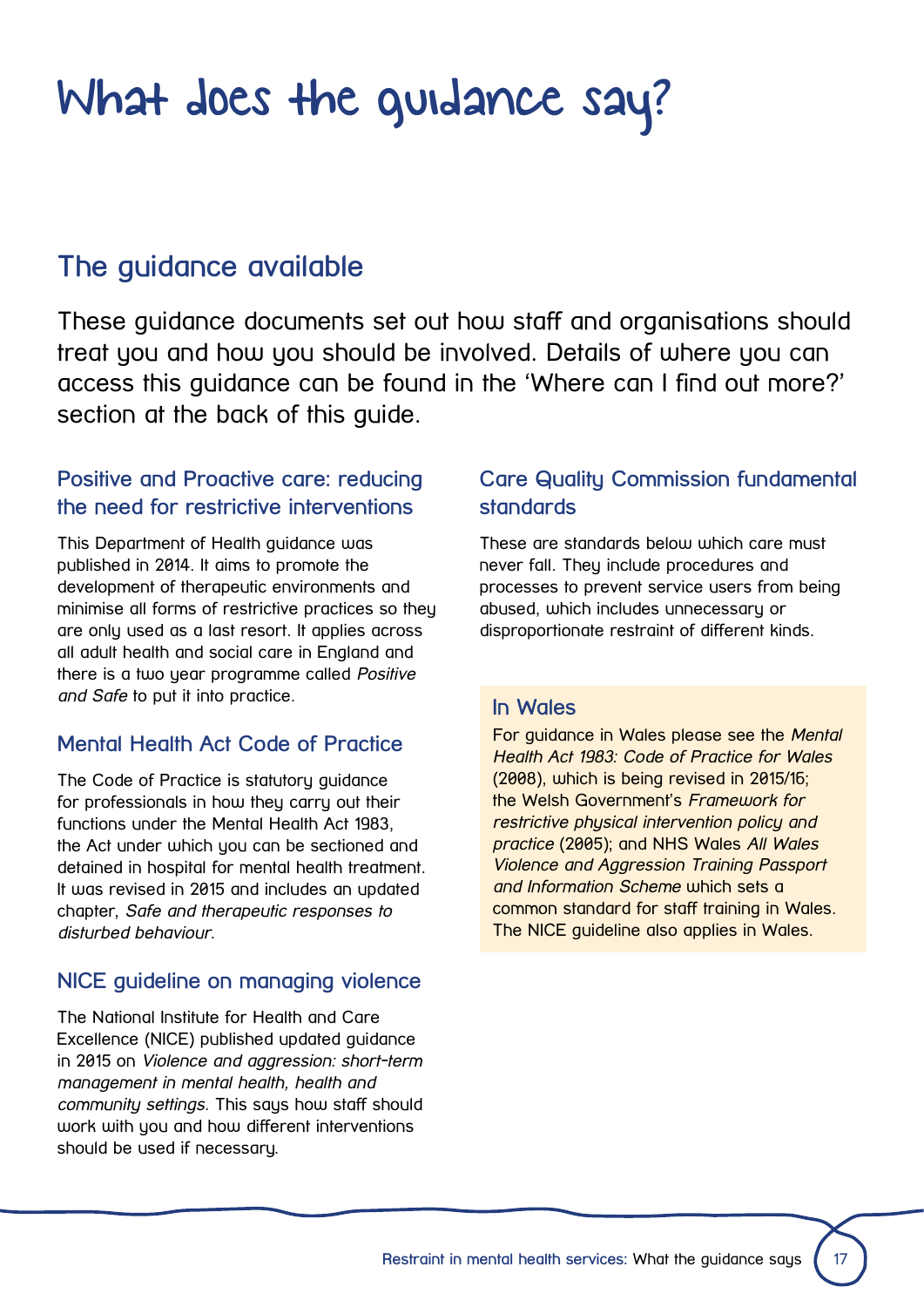# What does the guidance say?

## The guidance available

These guidance documents set out how staff and organisations should treat you and how you should be involved. Details of where you can access this guidance can be found in the 'Where can I find out more?' section at the back of this guide.

### Positive and Proactive care: reducing the need for restrictive interventions

This Department of Health guidance was published in 2014. It aims to promote the development of therapeutic environments and minimise all forms of restrictive practices so they are only used as a last resort. It applies across all adult health and social care in England and there is a two year programme called *Positive and Safe* to put it into practice.

### Mental Health Act Code of Practice

The Code of Practice is statutory guidance for professionals in how they carry out their functions under the Mental Health Act 1983, the Act under which you can be sectioned and detained in hospital for mental health treatment. It was revised in 2015 and includes an updated chapter, *Safe and therapeutic responses to disturbed behaviour*.

### NICE guideline on managing violence

The National Institute for Health and Care Excellence (NICE) published updated guidance in 2015 on *Violence and aggression: short-term management in mental health, health and community settings.* This says how staff should work with you and how different interventions should be used if necessary.

### Care Quality Commission fundamental standards

These are standards below which care must never fall. They include procedures and processes to prevent service users from being abused, which includes unnecessary or disproportionate restraint of different kinds.

### In Wales

For guidance in Wales please see the *Mental Health Act 1983: Code of Practice for Wales* (2008), which is being revised in 2015/16; the Welsh Government's *Framework for restrictive physical intervention policy and practice* (2005); and NHS Wales *All Wales Violence and Aggression Training Passport and Information Scheme* which sets a common standard for staff training in Wales. The NICE guideline also applies in Wales.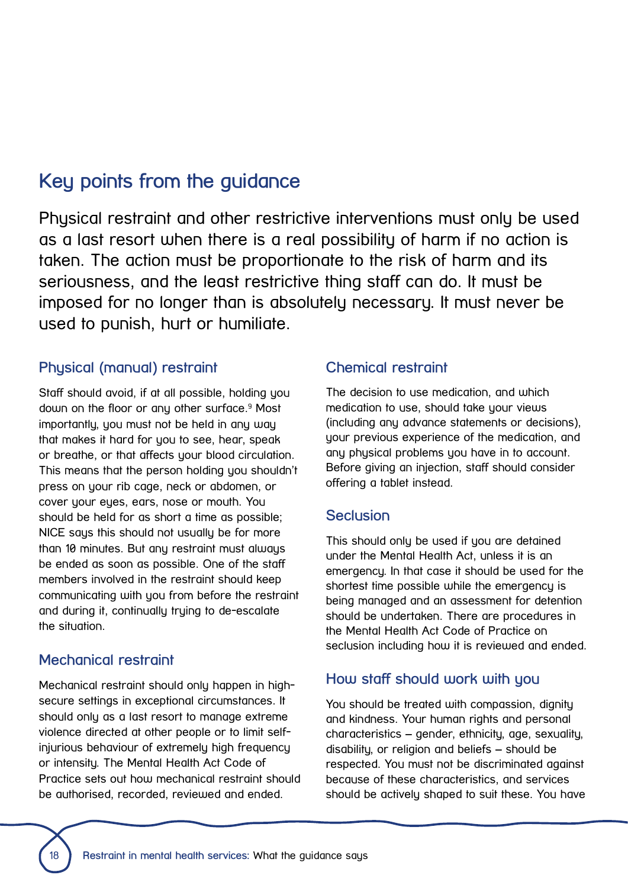## Key points from the guidance

Physical restraint and other restrictive interventions must only be used as a last resort when there is a real possibility of harm if no action is taken. The action must be proportionate to the risk of harm and its seriousness, and the least restrictive thing staff can do. It must be imposed for no longer than is absolutely necessary. It must never be used to punish, hurt or humiliate.

### Physical (manual) restraint

Staff should avoid, if at all possible, holding you down on the floor or any other surface.[9] Most importantly, you must not be held in any way that makes it hard for you to see, hear, speak or breathe, or that affects your blood circulation. This means that the person holding you shouldn't press on your rib cage, neck or abdomen, or cover your eyes, ears, nose or mouth. You should be held for as short a time as possible; NICE says this should not usually be for more than 10 minutes. But any restraint must always be ended as soon as possible. One of the staff members involved in the restraint should keep communicating with you from before the restraint and during it, continually trying to de-escalate the situation.

### Mechanical restraint

Mechanical restraint should only happen in high-secure settings in exceptional circumstances. It should only as a last resort to manage extreme violence directed at other people or to limit self-injurious behaviour of extremely high frequency or intensity. The Mental Health Act Code of Practice sets out how mechanical restraint should be authorised, recorded, reviewed and ended.

### Chemical restraint

The decision to use medication, and which medication to use, should take your views (including any advance statements or decisions), your previous experience of the medication, and any physical problems you have in to account. Before giving an injection, staff should consider offering a tablet instead.

### Seclusion

This should only be used if you are detained under the Mental Health Act, unless it is an emergency. In that case it should be used for the shortest time possible while the emergency is being managed and an assessment for detention should be undertaken. There are procedures in the Mental Health Act Code of Practice on seclusion including how it is reviewed and ended.

### How staff should work with you

You should be treated with compassion, dignity and kindness. Your human rights and personal characteristics – gender, ethnicity, age, sexuality, disability, or religion and beliefs – should be respected. You must not be discriminated against because of these characteristics, and services should be actively shaped to suit these. You have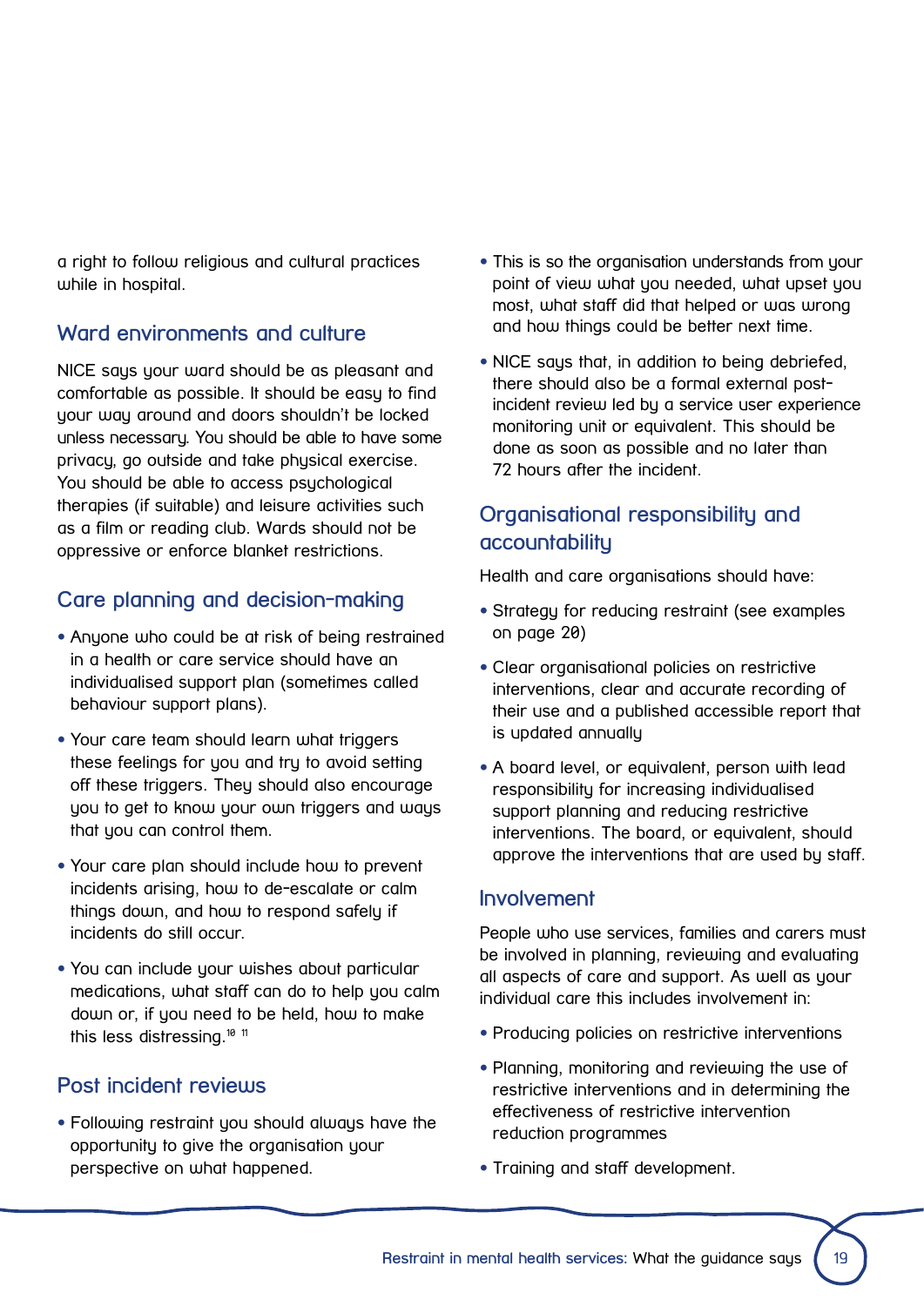a right to follow religious and cultural practices while in hospital.

## Ward environments and culture

NICE says your ward should be as pleasant and comfortable as possible. It should be easy to find your way around and doors shouldn't be locked unless necessary. You should be able to have some privacy, go outside and take physical exercise. You should be able to access psychological therapies (if suitable) and leisure activities such as a film or reading club. Wards should not be oppressive or enforce blanket restrictions.

## Care planning and decision-making

- Anyone who could be at risk of being restrained in a health or care service should have an individualised support plan (sometimes called behaviour support plans).
- Your care team should learn what triggers these feelings for you and try to avoid setting off these triggers. They should also encourage you to get to know your own triggers and ways that you can control them.
- Your care plan should include how to prevent incidents arising, how to de-escalate or calm things down, and how to respond safely if incidents do still occur.
- You can include your wishes about particular medications, what staff can do to help you calm down or, if you need to be held, how to make this less distressing.[10, 11]

## Post incident reviews

- Following restraint you should always have the opportunity to give the organisation your perspective on what happened.
- This is so the organisation understands from your point of view what you needed, what upset you most, what staff did that helped or was wrong and how things could be better next time.
- NICE says that, in addition to being debriefed, there should also be a formal external post-incident review led by a service user experience monitoring unit or equivalent. This should be done as soon as possible and no later than 72 hours after the incident.

## Organisational responsibility and accountability

Health and care organisations should have:

- Strategy for reducing restraint (see examples on page 20)
- Clear organisational policies on restrictive interventions, clear and accurate recording of their use and a published accessible report that is updated annually
- A board level, or equivalent, person with lead responsibility for increasing individualised support planning and reducing restrictive interventions. The board, or equivalent, should approve the interventions that are used by staff.

## Involvement

People who use services, families and carers must be involved in planning, reviewing and evaluating all aspects of care and support. As well as your individual care this includes involvement in:

- Producing policies on restrictive interventions
- Planning, monitoring and reviewing the use of restrictive interventions and in determining the effectiveness of restrictive intervention reduction programmes
- Training and staff development.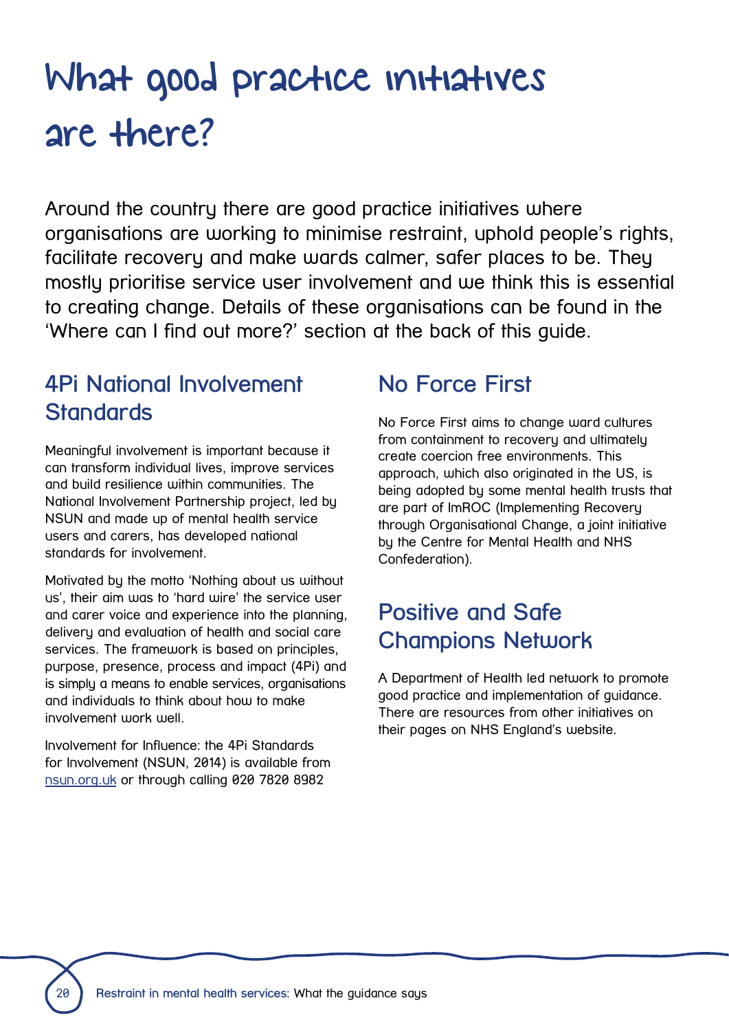# What good practice initiatives are there?

Around the country there are good practice initiatives where organisations are working to minimise restraint, uphold people's rights, facilitate recovery and make wards calmer, safer places to be. They mostly prioritise service user involvement and we think this is essential to creating change. Details of these organisations can be found in the 'Where can I find out more?' section at the back of this guide.

## 4Pi National Involvement Standards

Meaningful involvement is important because it can transform individual lives, improve services and build resilience within communities. The National Involvement Partnership project, led by NSUN and made up of mental health service users and carers, has developed national standards for involvement.

Motivated by the motto 'Nothing about us without us', their aim was to 'hard wire' the service user and carer voice and experience into the planning, delivery and evaluation of health and social care services. The framework is based on principles, purpose, presence, process and impact (4Pi) and is simply a means to enable services, organisations and individuals to think about how to make involvement work well.

Involvement for Influence: the 4Pi Standards for Involvement (NSUN, 2014) is available from nsun.org.uk or through calling 020 7820 8982

## No Force First

No Force First aims to change ward cultures from containment to recovery and ultimately create coercion free environments. This approach, which also originated in the US, is being adopted by some mental health trusts that are part of ImROC (Implementing Recovery through Organisational Change, a joint initiative by the Centre for Mental Health and NHS Confederation).

## Positive and Safe Champions Network

A Department of Health led network to promote good practice and implementation of guidance. There are resources from other initiatives on their pages on NHS England's website.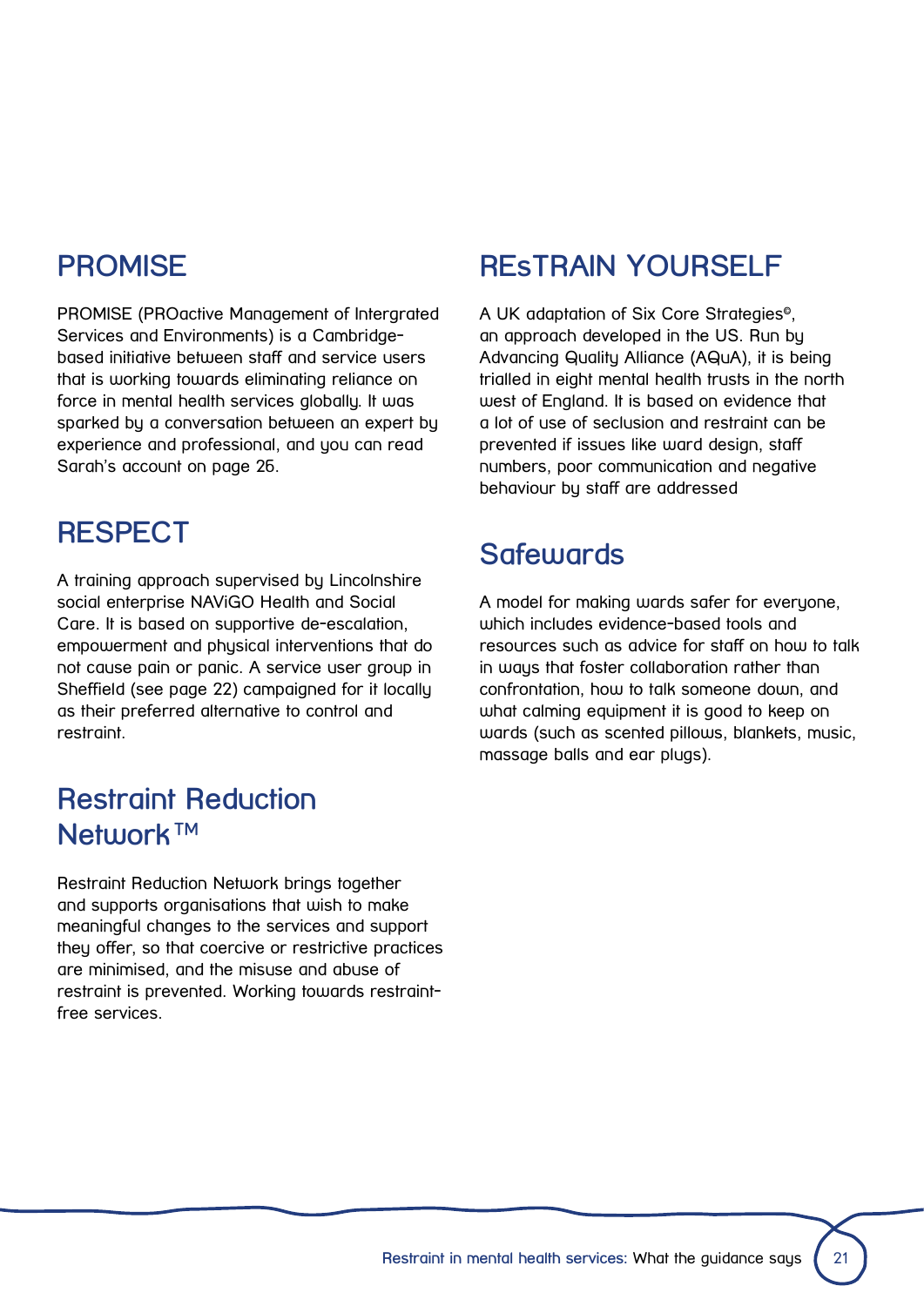## PROMISE

PROMISE (PROactive Management of Intergrated Services and Environments) is a Cambridge-based initiative between staff and service users that is working towards eliminating reliance on force in mental health services globally. It was sparked by a conversation between an expert by experience and professional, and you can read Sarah's account on page 26.

## RESPECT

A training approach supervised by Lincolnshire social enterprise NAViGO Health and Social Care. It is based on supportive de-escalation, empowerment and physical interventions that do not cause pain or panic. A service user group in Sheffield (see page 22) campaigned for it locally as their preferred alternative to control and restraint.

## Restraint Reduction Network™

Restraint Reduction Network brings together and supports organisations that wish to make meaningful changes to the services and support they offer, so that coercive or restrictive practices are minimised, and the misuse and abuse of restraint is prevented. Working towards restraint-free services.

## REsTRAIN YOURSELF

A UK adaptation of Six Core Strategies©, an approach developed in the US. Run by Advancing Quality Alliance (AQuA), it is being trialled in eight mental health trusts in the north west of England. It is based on evidence that a lot of use of seclusion and restraint can be prevented if issues like ward design, staff numbers, poor communication and negative behaviour by staff are addressed

## Safewards

A model for making wards safer for everyone, which includes evidence-based tools and resources such as advice for staff on how to talk in ways that foster collaboration rather than confrontation, how to talk someone down, and what calming equipment it is good to keep on wards (such as scented pillows, blankets, music, massage balls and ear plugs).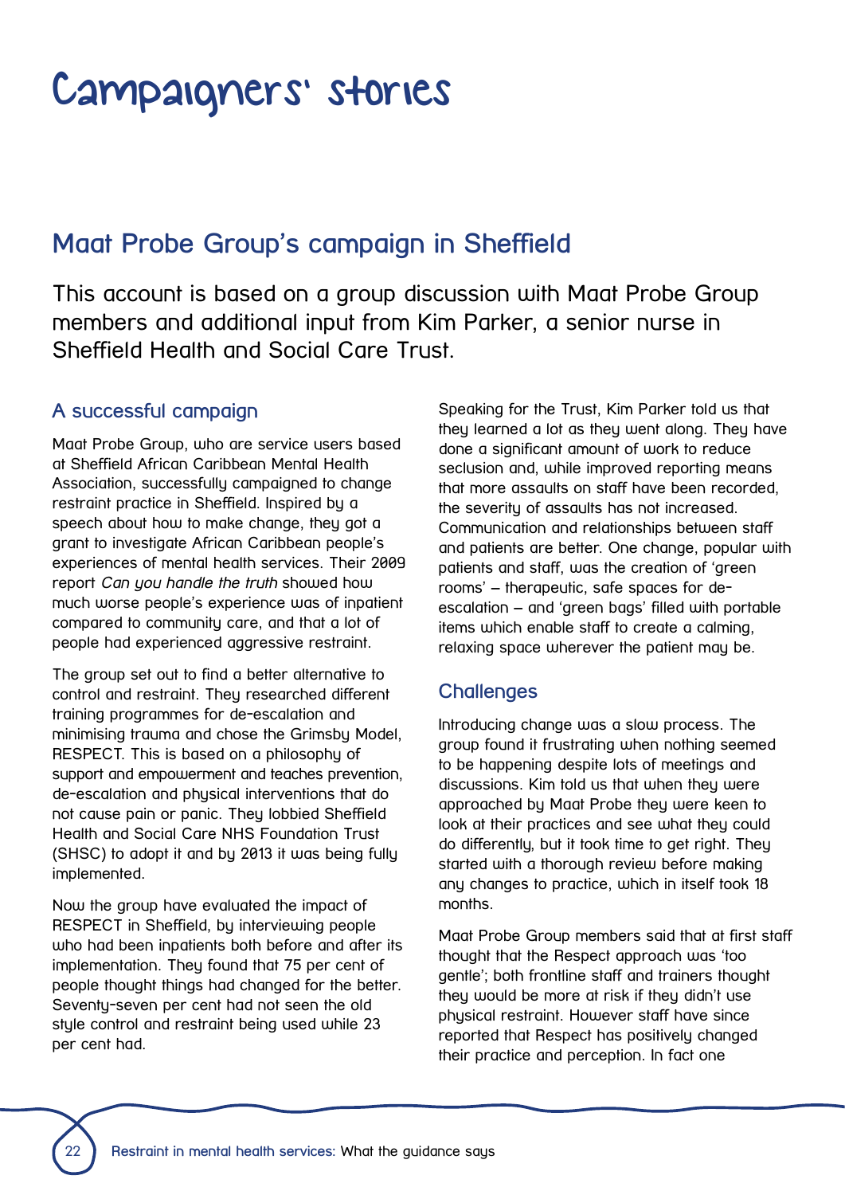# Campaigners' stories

## Maat Probe Group's campaign in Sheffield

This account is based on a group discussion with Maat Probe Group members and additional input from Kim Parker, a senior nurse in Sheffield Health and Social Care Trust.

### A successful campaign

Maat Probe Group, who are service users based at Sheffield African Caribbean Mental Health Association, successfully campaigned to change restraint practice in Sheffield. Inspired by a speech about how to make change, they got a grant to investigate African Caribbean people's experiences of mental health services. Their 2009 report *Can you handle the truth* showed how much worse people's experience was of inpatient compared to community care, and that a lot of people had experienced aggressive restraint.

The group set out to find a better alternative to control and restraint. They researched different training programmes for de-escalation and minimising trauma and chose the Grimsby Model, RESPECT. This is based on a philosophy of support and empowerment and teaches prevention, de-escalation and physical interventions that do not cause pain or panic. They lobbied Sheffield Health and Social Care NHS Foundation Trust (SHSC) to adopt it and by 2013 it was being fully implemented.

Now the group have evaluated the impact of RESPECT in Sheffield, by interviewing people who had been inpatients both before and after its implementation. They found that 75 per cent of people thought things had changed for the better. Seventy-seven per cent had not seen the old style control and restraint being used while 23 per cent had.

Speaking for the Trust, Kim Parker told us that they learned a lot as they went along. They have done a significant amount of work to reduce seclusion and, while improved reporting means that more assaults on staff have been recorded, the severity of assaults has not increased. Communication and relationships between staff and patients are better. One change, popular with patients and staff, was the creation of 'green rooms' – therapeutic, safe spaces for de-escalation – and 'green bags' filled with portable items which enable staff to create a calming, relaxing space wherever the patient may be.

### Challenges

Introducing change was a slow process. The group found it frustrating when nothing seemed to be happening despite lots of meetings and discussions. Kim told us that when they were approached by Maat Probe they were keen to look at their practices and see what they could do differently, but it took time to get right. They started with a thorough review before making any changes to practice, which in itself took 18 months.

Maat Probe Group members said that at first staff thought that the Respect approach was 'too gentle'; both frontline staff and trainers thought they would be more at risk if they didn't use physical restraint. However staff have since reported that Respect has positively changed their practice and perception. In fact one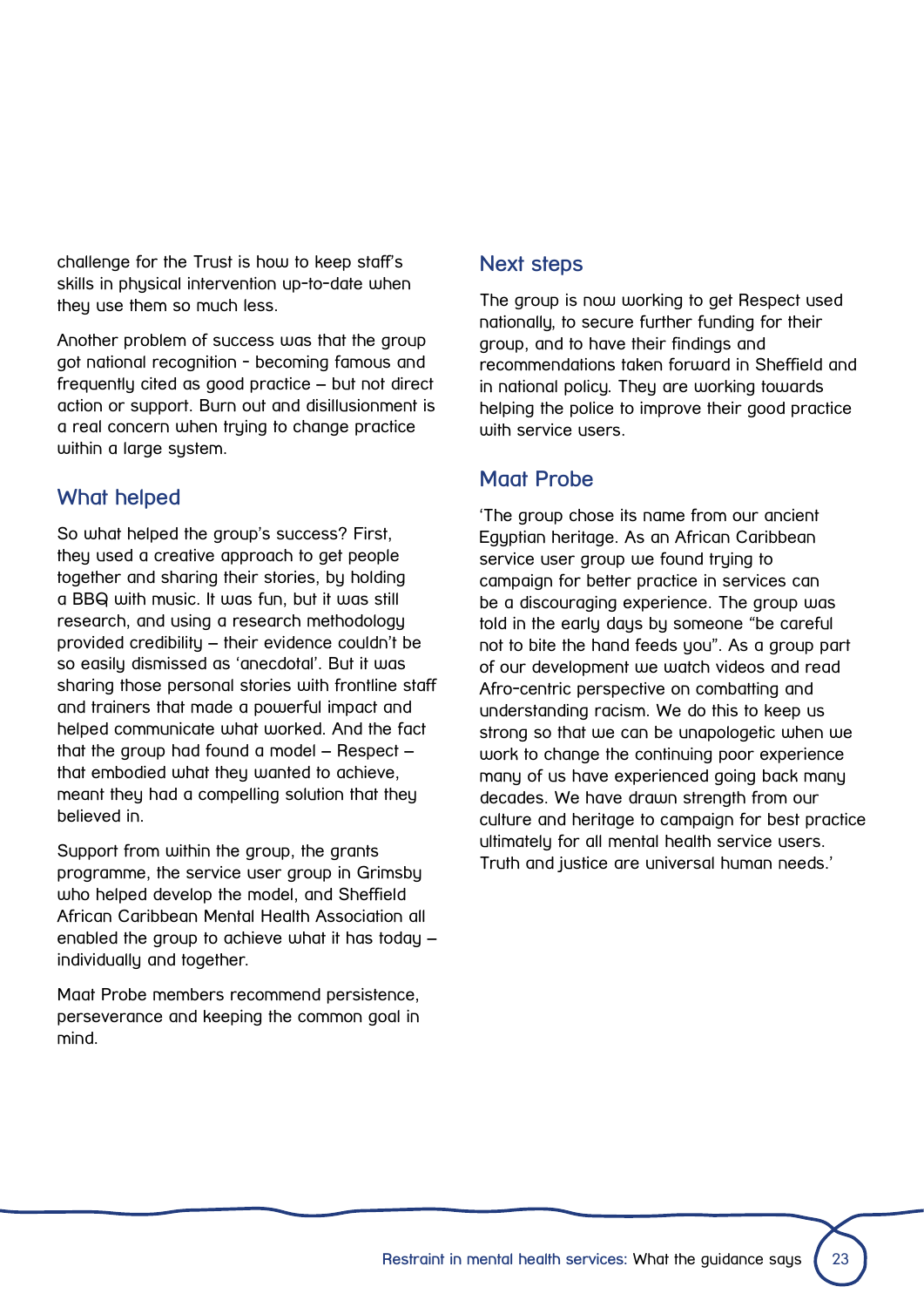challenge for the Trust is how to keep staff's skills in physical intervention up-to-date when they use them so much less.

Another problem of success was that the group got national recognition - becoming famous and frequently cited as good practice – but not direct action or support. Burn out and disillusionment is a real concern when trying to change practice within a large system.

## What helped

So what helped the group's success? First, they used a creative approach to get people together and sharing their stories, by holding a BBQ with music. It was fun, but it was still research, and using a research methodology provided credibility – their evidence couldn't be so easily dismissed as 'anecdotal'. But it was sharing those personal stories with frontline staff and trainers that made a powerful impact and helped communicate what worked. And the fact that the group had found a model – Respect – that embodied what they wanted to achieve, meant they had a compelling solution that they believed in.

Support from within the group, the grants programme, the service user group in Grimsby who helped develop the model, and Sheffield African Caribbean Mental Health Association all enabled the group to achieve what it has today – individually and together.

Maat Probe members recommend persistence, perseverance and keeping the common goal in mind.

## Next steps

The group is now working to get Respect used nationally, to secure further funding for their group, and to have their findings and recommendations taken forward in Sheffield and in national policy. They are working towards helping the police to improve their good practice with service users.

## Maat Probe

'The group chose its name from our ancient Egyptian heritage. As an African Caribbean service user group we found trying to campaign for better practice in services can be a discouraging experience. The group was told in the early days by someone "be careful not to bite the hand feeds you". As a group part of our development we watch videos and read Afro-centric perspective on combatting and understanding racism. We do this to keep us strong so that we can be unapologetic when we work to change the continuing poor experience many of us have experienced going back many decades. We have drawn strength from our culture and heritage to campaign for best practice ultimately for all mental health service users. Truth and justice are universal human needs.'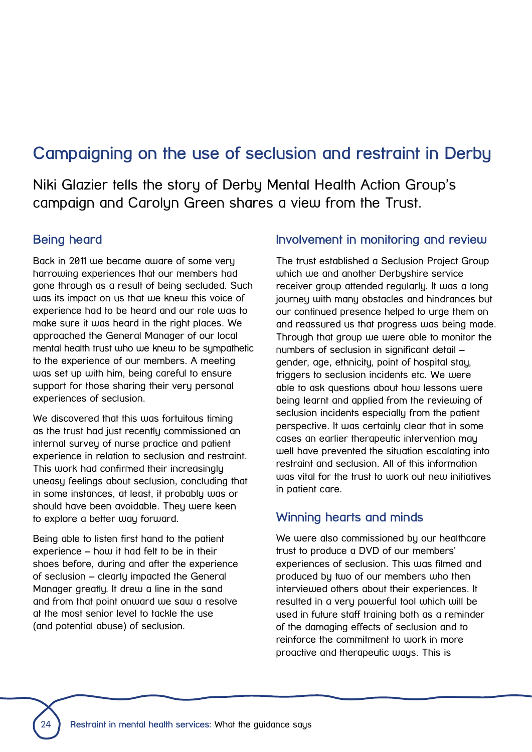# Campaigning on the use of seclusion and restraint in Derby

Niki Glazier tells the story of Derby Mental Health Action Group's campaign and Carolyn Green shares a view from the Trust.

## Being heard

Back in 2011 we became aware of some very harrowing experiences that our members had gone through as a result of being secluded. Such was its impact on us that we knew this voice of experience had to be heard and our role was to make sure it was heard in the right places. We approached the General Manager of our local mental health trust who we knew to be sympathetic to the experience of our members. A meeting was set up with him, being careful to ensure support for those sharing their very personal experiences of seclusion.

We discovered that this was fortuitous timing as the trust had just recently commissioned an internal survey of nurse practice and patient experience in relation to seclusion and restraint. This work had confirmed their increasingly uneasy feelings about seclusion, concluding that in some instances, at least, it probably was or should have been avoidable. They were keen to explore a better way forward.

Being able to listen first hand to the patient experience – how it had felt to be in their shoes before, during and after the experience of seclusion – clearly impacted the General Manager greatly. It drew a line in the sand and from that point onward we saw a resolve at the most senior level to tackle the use (and potential abuse) of seclusion.

## Involvement in monitoring and review

The trust established a Seclusion Project Group which we and another Derbyshire service receiver group attended regularly. It was a long journey with many obstacles and hindrances but our continued presence helped to urge them on and reassured us that progress was being made. Through that group we were able to monitor the numbers of seclusion in significant detail – gender, age, ethnicity, point of hospital stay, triggers to seclusion incidents etc. We were able to ask questions about how lessons were being learnt and applied from the reviewing of seclusion incidents especially from the patient perspective. It was certainly clear that in some cases an earlier therapeutic intervention may well have prevented the situation escalating into restraint and seclusion. All of this information was vital for the trust to work out new initiatives in patient care.

## Winning hearts and minds

We were also commissioned by our healthcare trust to produce a DVD of our members' experiences of seclusion. This was filmed and produced by two of our members who then interviewed others about their experiences. It resulted in a very powerful tool which will be used in future staff training both as a reminder of the damaging effects of seclusion and to reinforce the commitment to work in more proactive and therapeutic ways. This is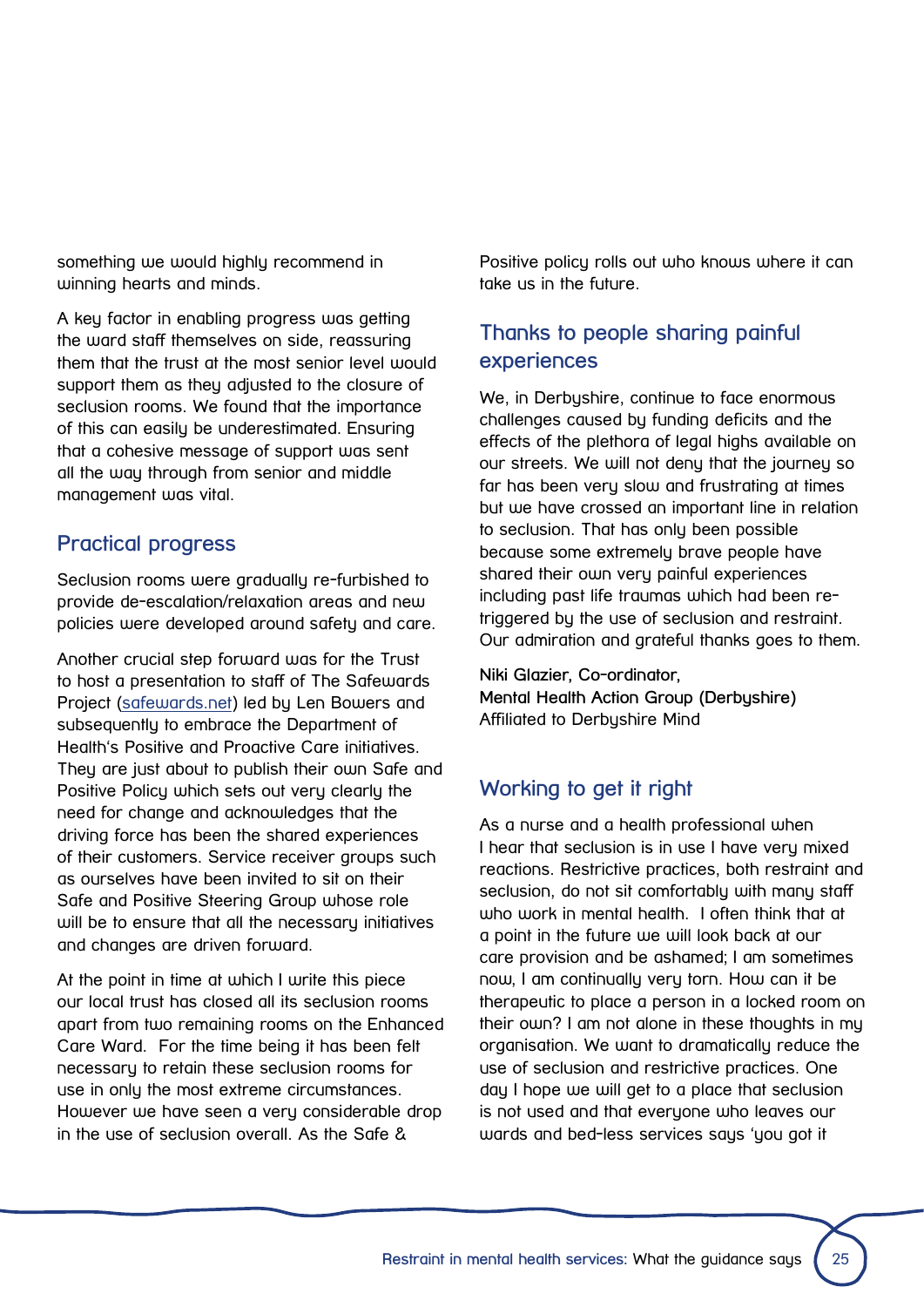something we would highly recommend in winning hearts and minds.

A key factor in enabling progress was getting the ward staff themselves on side, reassuring them that the trust at the most senior level would support them as they adjusted to the closure of seclusion rooms. We found that the importance of this can easily be underestimated. Ensuring that a cohesive message of support was sent all the way through from senior and middle management was vital.

## Practical progress

Seclusion rooms were gradually re-furbished to provide de-escalation/relaxation areas and new policies were developed around safety and care.

Another crucial step forward was for the Trust to host a presentation to staff of The Safewards Project (safewards.net) led by Len Bowers and subsequently to embrace the Department of Health's Positive and Proactive Care initiatives. They are just about to publish their own Safe and Positive Policy which sets out very clearly the need for change and acknowledges that the driving force has been the shared experiences of their customers. Service receiver groups such as ourselves have been invited to sit on their Safe and Positive Steering Group whose role will be to ensure that all the necessary initiatives and changes are driven forward.

At the point in time at which I write this piece our local trust has closed all its seclusion rooms apart from two remaining rooms on the Enhanced Care Ward. For the time being it has been felt necessary to retain these seclusion rooms for use in only the most extreme circumstances. However we have seen a very considerable drop in the use of seclusion overall. As the Safe & Positive policy rolls out who knows where it can take us in the future.

## Thanks to people sharing painful experiences

We, in Derbyshire, continue to face enormous challenges caused by funding deficits and the effects of the plethora of legal highs available on our streets. We will not deny that the journey so far has been very slow and frustrating at times but we have crossed an important line in relation to seclusion. That has only been possible because some extremely brave people have shared their own very painful experiences including past life traumas which had been re-triggered by the use of seclusion and restraint. Our admiration and grateful thanks goes to them.

**Niki Glazier, Co-ordinator,**
**Mental Health Action Group (Derbyshire)**
Affiliated to Derbyshire Mind

## Working to get it right

As a nurse and a health professional when I hear that seclusion is in use I have very mixed reactions. Restrictive practices, both restraint and seclusion, do not sit comfortably with many staff who work in mental health. I often think that at a point in the future we will look back at our care provision and be ashamed; I am sometimes now, I am continually very torn. How can it be therapeutic to place a person in a locked room on their own? I am not alone in these thoughts in my organisation. We want to dramatically reduce the use of seclusion and restrictive practices. One day I hope we will get to a place that seclusion is not used and that everyone who leaves our wards and bed-less services says 'you got it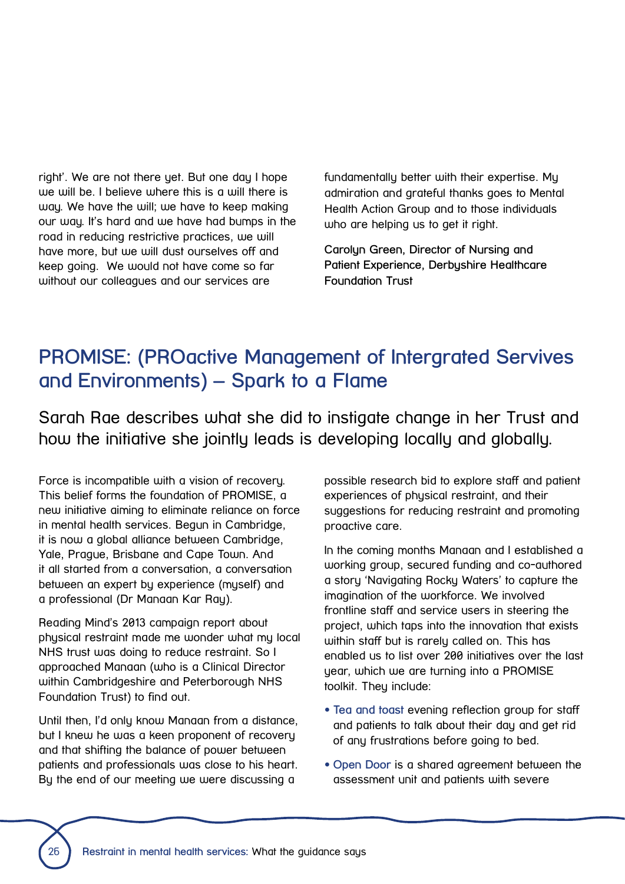right'. We are not there yet. But one day I hope we will be. I believe where this is a will there is way. We have the will; we have to keep making our way. It's hard and we have had bumps in the road in reducing restrictive practices, we will have more, but we will dust ourselves off and keep going. We would not have come so far without our colleagues and our services are fundamentally better with their expertise. My admiration and grateful thanks goes to Mental Health Action Group and to those individuals who are helping us to get it right.

Carolyn Green, Director of Nursing and Patient Experience, Derbyshire Healthcare Foundation Trust

## PROMISE: (PROactive Management of Intergrated Servives and Environments) – Spark to a Flame

Sarah Rae describes what she did to instigate change in her Trust and how the initiative she jointly leads is developing locally and globally.

Force is incompatible with a vision of recovery. This belief forms the foundation of PROMISE, a new initiative aiming to eliminate reliance on force in mental health services. Begun in Cambridge, it is now a global alliance between Cambridge, Yale, Prague, Brisbane and Cape Town. And it all started from a conversation, a conversation between an expert by experience (myself) and a professional (Dr Manaan Kar Ray).

Reading Mind's 2013 campaign report about physical restraint made me wonder what my local NHS trust was doing to reduce restraint. So I approached Manaan (who is a Clinical Director within Cambridgeshire and Peterborough NHS Foundation Trust) to find out.

Until then, I'd only know Manaan from a distance, but I knew he was a keen proponent of recovery and that shifting the balance of power between patients and professionals was close to his heart. By the end of our meeting we were discussing a possible research bid to explore staff and patient experiences of physical restraint, and their suggestions for reducing restraint and promoting proactive care.

In the coming months Manaan and I established a working group, secured funding and co-authored a story 'Navigating Rocky Waters' to capture the imagination of the workforce. We involved frontline staff and service users in steering the project, which taps into the innovation that exists within staff but is rarely called on. This has enabled us to list over 200 initiatives over the last year, which we are turning into a PROMISE toolkit. They include:

- Tea and toast evening reflection group for staff and patients to talk about their day and get rid of any frustrations before going to bed.
- Open Door is a shared agreement between the assessment unit and patients with severe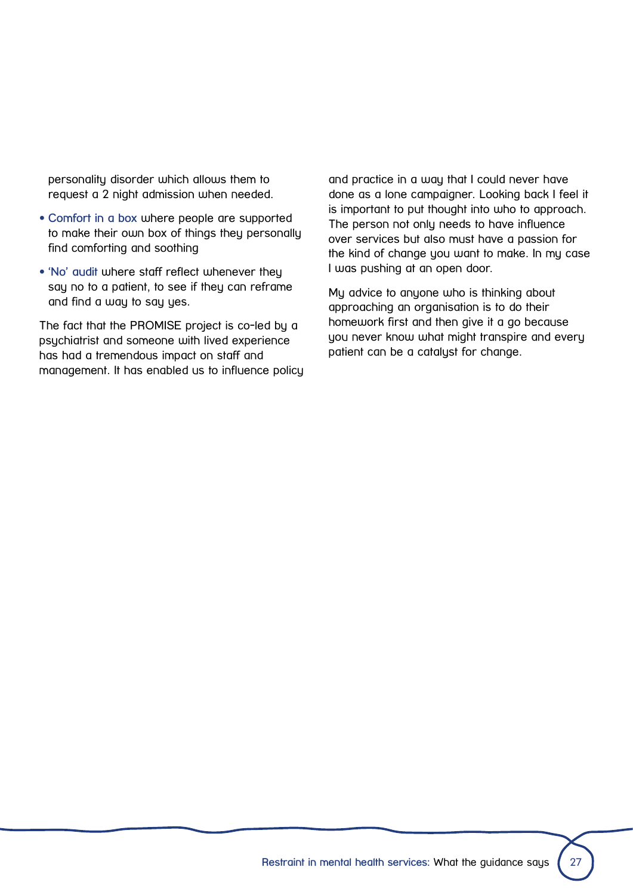personality disorder which allows them to request a 2 night admission when needed.

- **Comfort in a box** where people are supported to make their own box of things they personally find comforting and soothing
- **'No' audit** where staff reflect whenever they say no to a patient, to see if they can reframe and find a way to say yes.

The fact that the PROMISE project is co-led by a psychiatrist and someone with lived experience has had a tremendous impact on staff and management. It has enabled us to influence policy and practice in a way that I could never have done as a lone campaigner. Looking back I feel it is important to put thought into who to approach. The person not only needs to have influence over services but also must have a passion for the kind of change you want to make. In my case I was pushing at an open door.

My advice to anyone who is thinking about approaching an organisation is to do their homework first and then give it a go because you never know what might transpire and every patient can be a catalyst for change.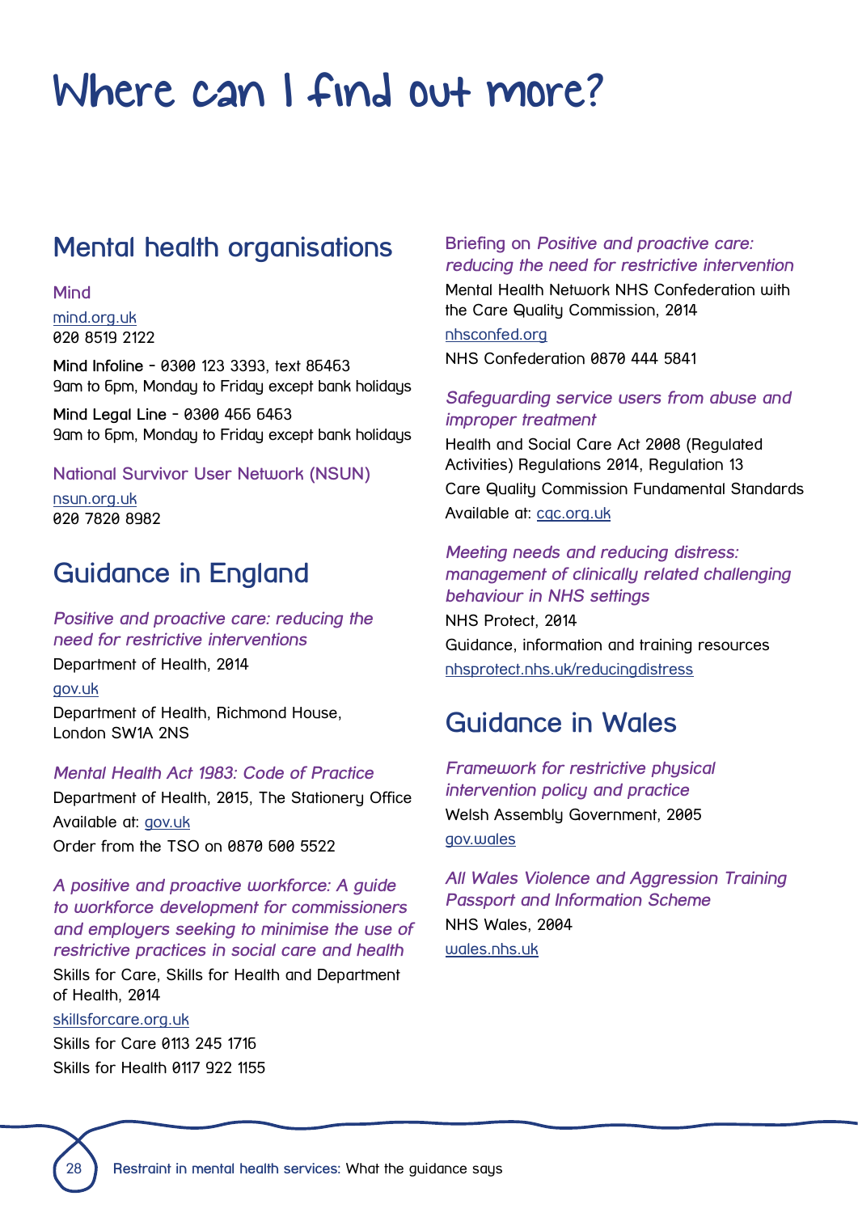# Where can I find out more?

## Mental health organisations

### Mind

mind.org.uk
020 8519 2122

Mind Infoline - 0300 123 3393, text 86463
9am to 6pm, Monday to Friday except bank holidays

Mind Legal Line - 0300 466 6463
9am to 6pm, Monday to Friday except bank holidays

### National Survivor User Network (NSUN)

nsun.org.uk
020 7820 8982

## Guidance in England

*Positive and proactive care: reducing the need for restrictive interventions*
Department of Health, 2014
gov.uk
Department of Health, Richmond House, London SW1A 2NS

*Mental Health Act 1983: Code of Practice*
Department of Health, 2015, The Stationery Office
Available at: gov.uk
Order from the TSO on 0870 600 5522

*A positive and proactive workforce: A guide to workforce development for commissioners and employers seeking to minimise the use of restrictive practices in social care and health*
Skills for Care, Skills for Health and Department of Health, 2014
skillsforcare.org.uk
Skills for Care 0113 245 1716
Skills for Health 0117 922 1155

Briefing on *Positive and proactive care: reducing the need for restrictive intervention*
Mental Health Network NHS Confederation with the Care Quality Commission, 2014
nhsconfed.org
NHS Confederation 0870 444 5841

*Safeguarding service users from abuse and improper treatment*
Health and Social Care Act 2008 (Regulated Activities) Regulations 2014, Regulation 13
Care Quality Commission Fundamental Standards
Available at: cqc.org.uk

*Meeting needs and reducing distress: management of clinically related challenging behaviour in NHS settings*
NHS Protect, 2014
Guidance, information and training resources
nhsprotect.nhs.uk/reducingdistress

## Guidance in Wales

*Framework for restrictive physical intervention policy and practice*
Welsh Assembly Government, 2005
gov.wales

*All Wales Violence and Aggression Training Passport and Information Scheme*
NHS Wales, 2004
wales.nhs.uk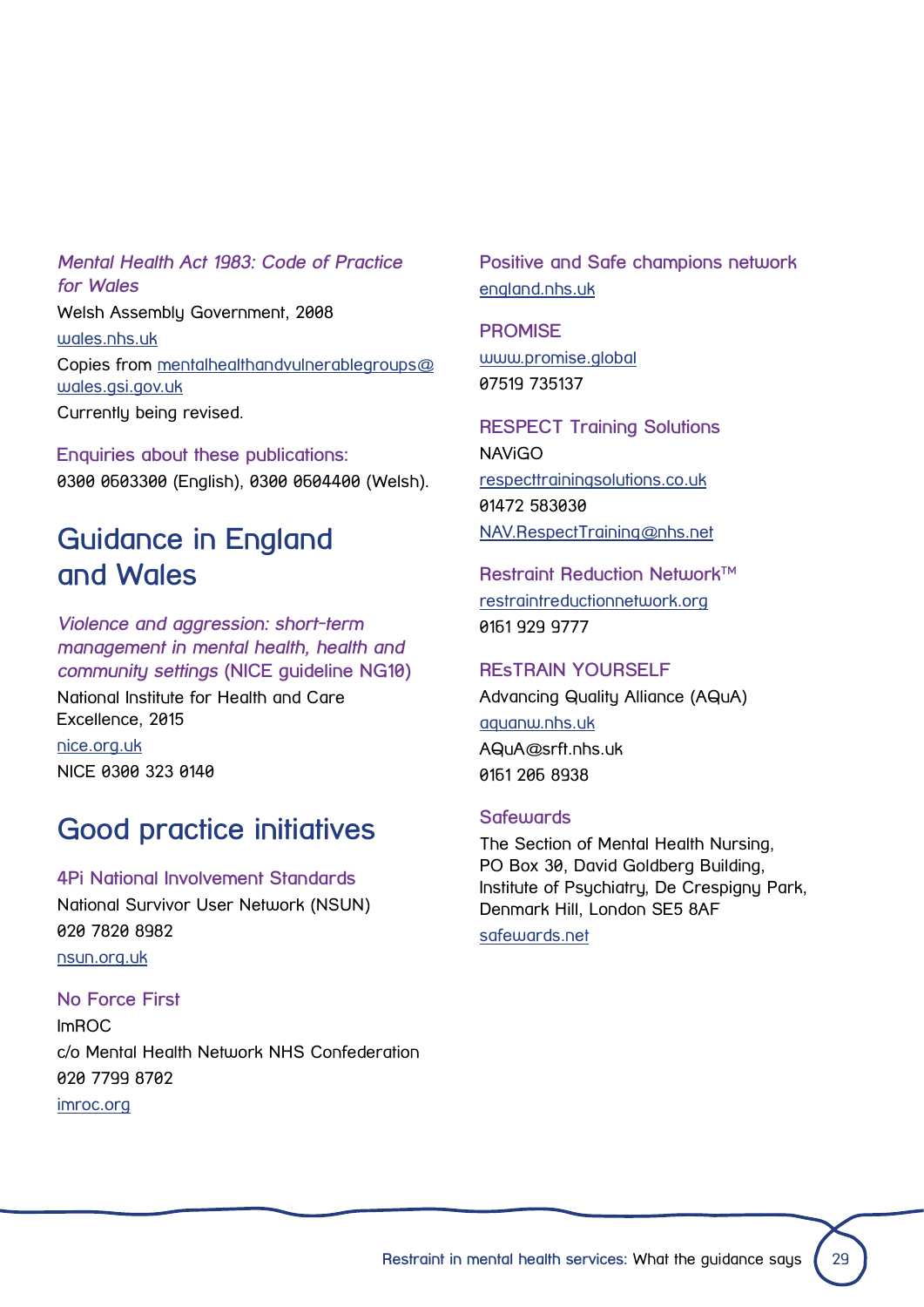*Mental Health Act 1983: Code of Practice for Wales*
Welsh Assembly Government, 2008
wales.nhs.uk
Copies from mentalhealthandvulnerablegroups@wales.gsi.gov.uk
Currently being revised.

Enquiries about these publications:
0300 0603300 (English), 0300 0604400 (Welsh).

## Guidance in England and Wales

*Violence and aggression: short-term management in mental health, health and community settings* (NICE guideline NG10)
National Institute for Health and Care Excellence, 2015
nice.org.uk
NICE 0300 323 0140

## Good practice initiatives

### 4Pi National Involvement Standards
National Survivor User Network (NSUN)
020 7820 8982
nsun.org.uk

### No Force First
ImROC
c/o Mental Health Network NHS Confederation
020 7799 8702
imroc.org

### Positive and Safe champions network
england.nhs.uk

### PROMISE
www.promise.global
07519 735137

### RESPECT Training Solutions
NAViGO
respecttrainingsolutions.co.uk
01472 583030
NAV.RespectTraining@nhs.net

### Restraint Reduction Network™
restraintreductionnetwork.org
0161 929 9777

### REsTRAIN YOURSELF
Advancing Quality Alliance (AQuA)
aquanw.nhs.uk
AQuA@srft.nhs.uk
0161 206 8938

### Safewards
The Section of Mental Health Nursing,
PO Box 30, David Goldberg Building,
Institute of Psychiatry, De Crespigny Park,
Denmark Hill, London SE5 8AF
safewards.net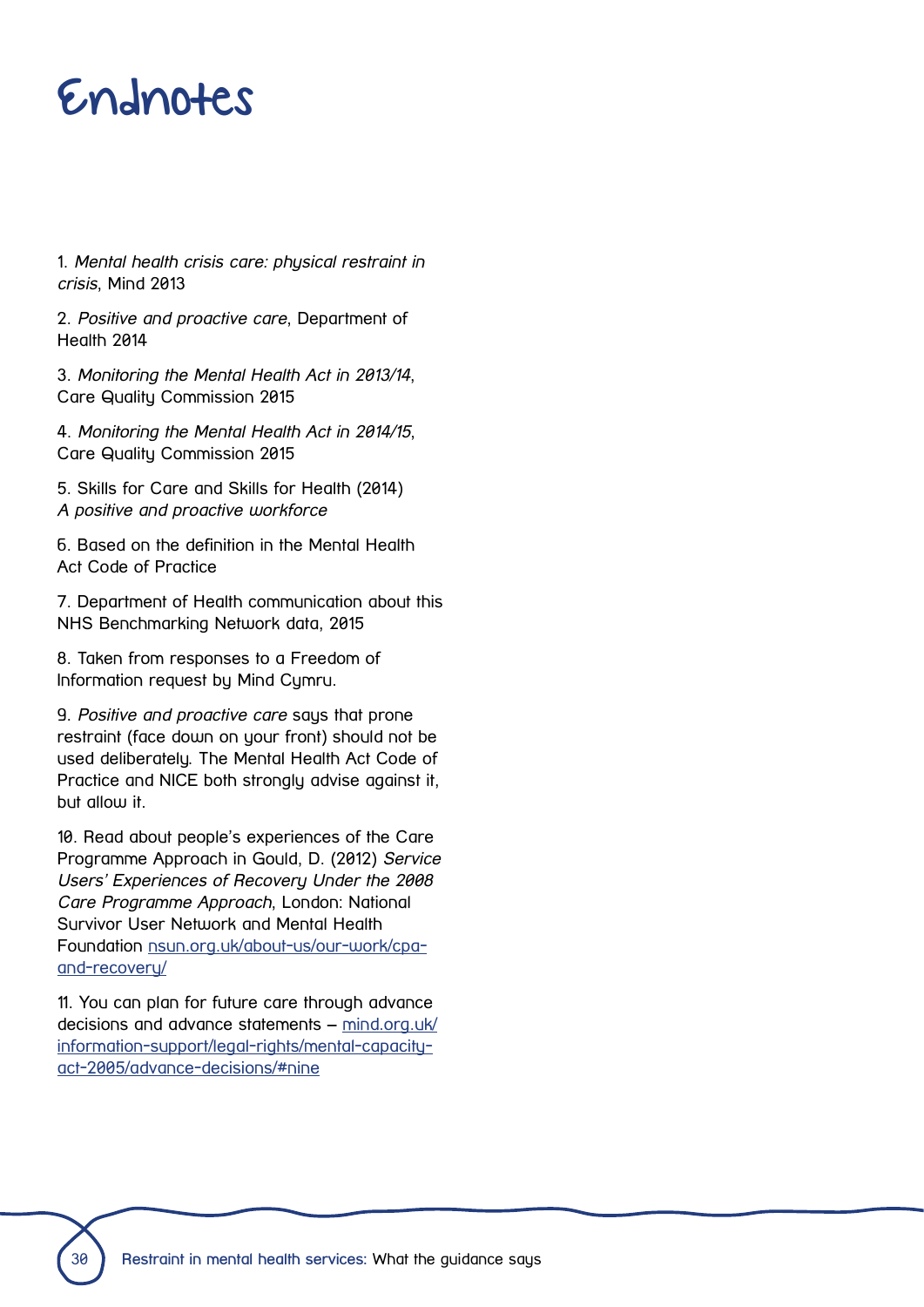# Endnotes

1. *Mental health crisis care: physical restraint in crisis*, Mind 2013

2. *Positive and proactive care*, Department of Health 2014

3. *Monitoring the Mental Health Act in 2013/14*, Care Quality Commission 2015

4. *Monitoring the Mental Health Act in 2014/15*, Care Quality Commission 2015

5. Skills for Care and Skills for Health (2014) *A positive and proactive workforce*

6. Based on the definition in the Mental Health Act Code of Practice

7. Department of Health communication about this NHS Benchmarking Network data, 2015

8. Taken from responses to a Freedom of Information request by Mind Cymru.

9. *Positive and proactive care* says that prone restraint (face down on your front) should not be used deliberately. The Mental Health Act Code of Practice and NICE both strongly advise against it, but allow it.

10. Read about people's experiences of the Care Programme Approach in Gould, D. (2012) *Service Users' Experiences of Recovery Under the 2008 Care Programme Approach*, London: National Survivor User Network and Mental Health Foundation nsun.org.uk/about-us/our-work/cpa-and-recovery/

11. You can plan for future care through advance decisions and advance statements – mind.org.uk/information-support/legal-rights/mental-capacity-act-2005/advance-decisions/#nine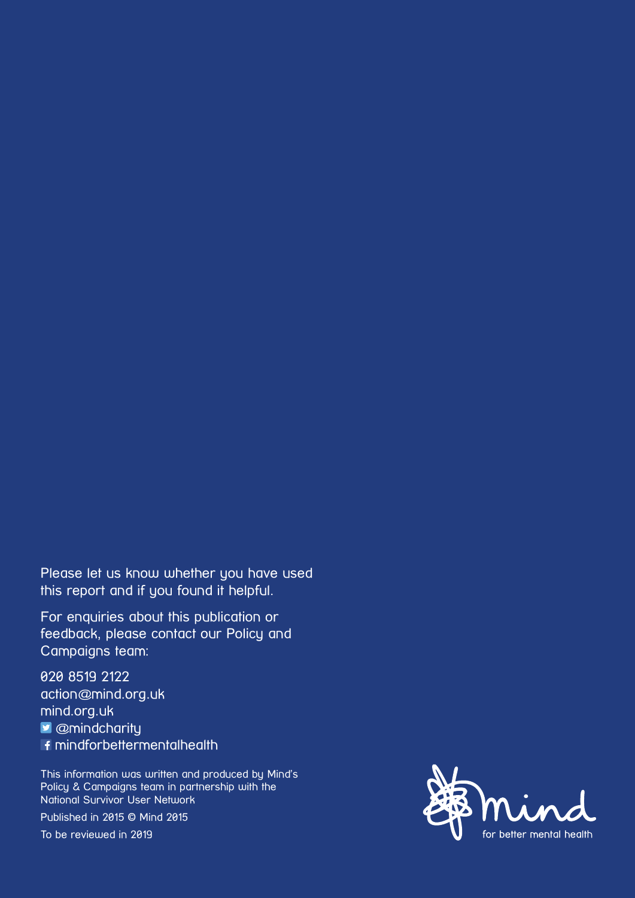Please let us know whether you have used this report and if you found it helpful.

For enquiries about this publication or feedback, please contact our Policy and Campaigns team:

020 8519 2122
action@mind.org.uk
mind.org.uk
@mindcharity
mindforbettermentalhealth

This information was written and produced by Mind's Policy & Campaigns team in partnership with the National Survivor User Network

Published in 2015 © Mind 2015

To be reviewed in 2019

mind
for better mental health